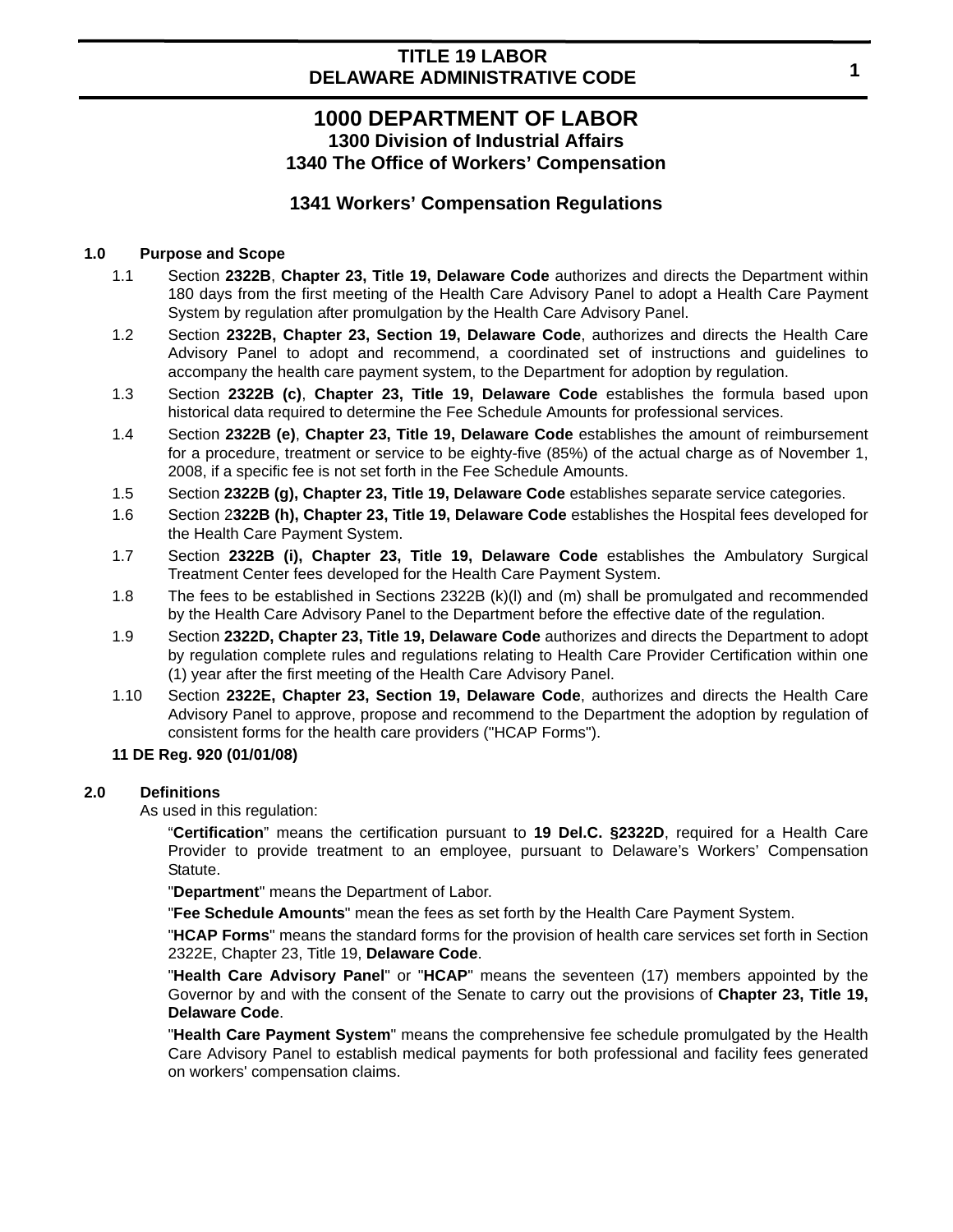# 1000 DEPARTMENT OF LABOR

## 1300 Division of Industrial Affairs

## 1340 The Office of Workers' Compensation

## 1341 Workers' Compensation Regulations

**1.0 Purpose and Scope**

1.1 Section **2322B**, **Chapter 23, Title 19, Delaware Code** authorizes and directs the Department within 180 days from the first meeting of the Health Care Advisory Panel to adopt a Health Care Payment System by regulation after promulgation by the Health Care Advisory Panel.

1.2 Section **2322B, Chapter 23, Section 19, Delaware Code**, authorizes and directs the Health Care Advisory Panel to adopt and recommend, a coordinated set of instructions and guidelines to accompany the health care payment system, to the Department for adoption by regulation.

1.3 Section **2322B (c)**, **Chapter 23, Title 19, Delaware Code** establishes the formula based upon historical data required to determine the Fee Schedule Amounts for professional services.

1.4 Section **2322B (e)**, **Chapter 23, Title 19, Delaware Code** establishes the amount of reimbursement for a procedure, treatment or service to be eighty-five (85%) of the actual charge as of November 1, 2008, if a specific fee is not set forth in the Fee Schedule Amounts.

1.5 Section **2322B (g), Chapter 23, Title 19, Delaware Code** establishes separate service categories.

1.6 Section 2**322B (h), Chapter 23, Title 19, Delaware Code** establishes the Hospital fees developed for the Health Care Payment System.

1.7 Section **2322B (i), Chapter 23, Title 19, Delaware Code** establishes the Ambulatory Surgical Treatment Center fees developed for the Health Care Payment System.

1.8 The fees to be established in Sections 2322B (k)(l) and (m) shall be promulgated and recommended by the Health Care Advisory Panel to the Department before the effective date of the regulation.

1.9 Section **2322D, Chapter 23, Title 19, Delaware Code** authorizes and directs the Department to adopt by regulation complete rules and regulations relating to Health Care Provider Certification within one (1) year after the first meeting of the Health Care Advisory Panel.

1.10 Section **2322E, Chapter 23, Section 19, Delaware Code**, authorizes and directs the Health Care Advisory Panel to approve, propose and recommend to the Department the adoption by regulation of consistent forms for the health care providers ("HCAP Forms").

**11 DE Reg. 920 (01/01/08)**

**2.0 Definitions**

As used in this regulation:

"**Certification**" means the certification pursuant to **19 Del.C. §2322D**, required for a Health Care Provider to provide treatment to an employee, pursuant to Delaware's Workers' Compensation Statute.

"**Department**" means the Department of Labor.

"**Fee Schedule Amounts**" mean the fees as set forth by the Health Care Payment System.

"**HCAP Forms**" means the standard forms for the provision of health care services set forth in Section 2322E, Chapter 23, Title 19, **Delaware Code**.

"**Health Care Advisory Panel**" or "**HCAP**" means the seventeen (17) members appointed by the Governor by and with the consent of the Senate to carry out the provisions of **Chapter 23, Title 19, Delaware Code**.

"**Health Care Payment System**" means the comprehensive fee schedule promulgated by the Health Care Advisory Panel to establish medical payments for both professional and facility fees generated on workers' compensation claims.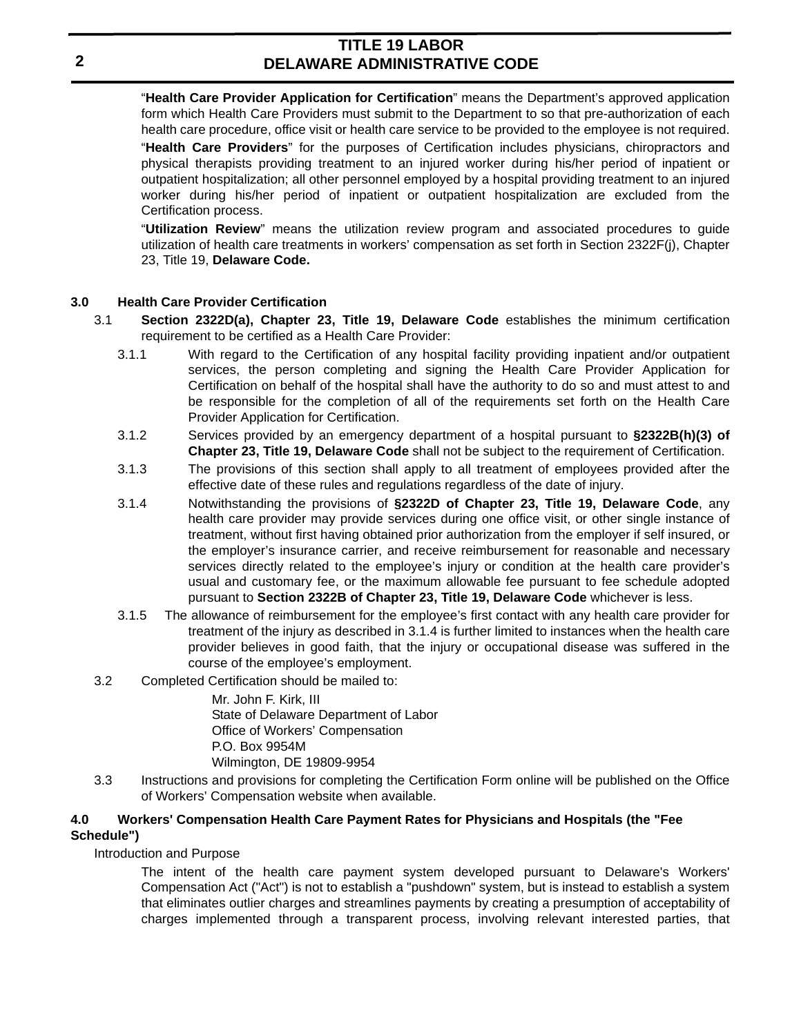"**Health Care Provider Application for Certification**" means the Department's approved application form which Health Care Providers must submit to the Department to so that pre-authorization of each health care procedure, office visit or health care service to be provided to the employee is not required.

"**Health Care Providers**" for the purposes of Certification includes physicians, chiropractors and physical therapists providing treatment to an injured worker during his/her period of inpatient or outpatient hospitalization; all other personnel employed by a hospital providing treatment to an injured worker during his/her period of inpatient or outpatient hospitalization are excluded from the Certification process.

"**Utilization Review**" means the utilization review program and associated procedures to guide utilization of health care treatments in workers' compensation as set forth in Section 2322F(j), Chapter 23, Title 19, **Delaware Code.**

## 3.0 Health Care Provider Certification

3.1 **Section 2322D(a), Chapter 23, Title 19, Delaware Code** establishes the minimum certification requirement to be certified as a Health Care Provider:

3.1.1 With regard to the Certification of any hospital facility providing inpatient and/or outpatient services, the person completing and signing the Health Care Provider Application for Certification on behalf of the hospital shall have the authority to do so and must attest to and be responsible for the completion of all of the requirements set forth on the Health Care Provider Application for Certification.

3.1.2 Services provided by an emergency department of a hospital pursuant to **§2322B(h)(3) of Chapter 23, Title 19, Delaware Code** shall not be subject to the requirement of Certification.

3.1.3 The provisions of this section shall apply to all treatment of employees provided after the effective date of these rules and regulations regardless of the date of injury.

3.1.4 Notwithstanding the provisions of **§2322D of Chapter 23, Title 19, Delaware Code**, any health care provider may provide services during one office visit, or other single instance of treatment, without first having obtained prior authorization from the employer if self insured, or the employer's insurance carrier, and receive reimbursement for reasonable and necessary services directly related to the employee's injury or condition at the health care provider's usual and customary fee, or the maximum allowable fee pursuant to fee schedule adopted pursuant to **Section 2322B of Chapter 23, Title 19, Delaware Code** whichever is less.

3.1.5 The allowance of reimbursement for the employee's first contact with any health care provider for treatment of the injury as described in 3.1.4 is further limited to instances when the health care provider believes in good faith, that the injury or occupational disease was suffered in the course of the employee's employment.

3.2 Completed Certification should be mailed to:

Mr. John F. Kirk, III
State of Delaware Department of Labor
Office of Workers' Compensation
P.O. Box 9954M
Wilmington, DE 19809-9954

3.3 Instructions and provisions for completing the Certification Form online will be published on the Office of Workers' Compensation website when available.

## 4.0 Workers' Compensation Health Care Payment Rates for Physicians and Hospitals (the "Fee Schedule")

Introduction and Purpose

The intent of the health care payment system developed pursuant to Delaware's Workers' Compensation Act ("Act") is not to establish a "pushdown" system, but is instead to establish a system that eliminates outlier charges and streamlines payments by creating a presumption of acceptability of charges implemented through a transparent process, involving relevant interested parties, that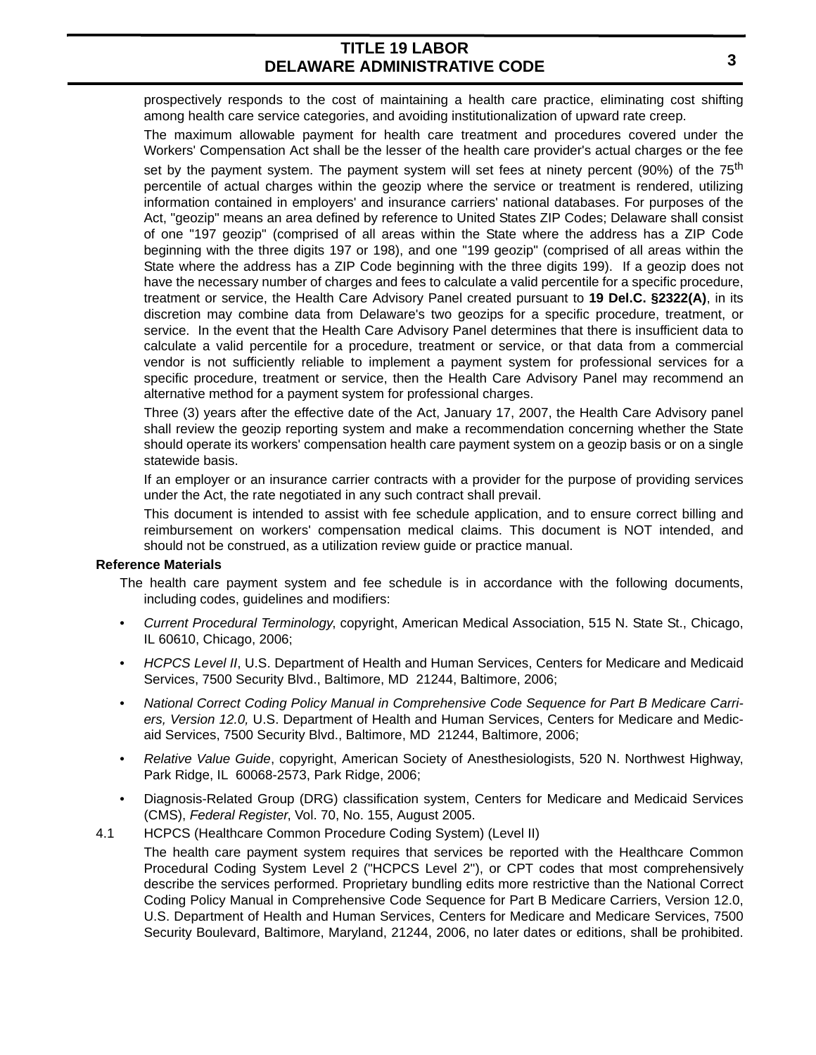prospectively responds to the cost of maintaining a health care practice, eliminating cost shifting among health care service categories, and avoiding institutionalization of upward rate creep.

The maximum allowable payment for health care treatment and procedures covered under the Workers' Compensation Act shall be the lesser of the health care provider's actual charges or the fee set by the payment system. The payment system will set fees at ninety percent (90%) of the 75th percentile of actual charges within the geozip where the service or treatment is rendered, utilizing information contained in employers' and insurance carriers' national databases. For purposes of the Act, "geozip" means an area defined by reference to United States ZIP Codes; Delaware shall consist of one "197 geozip" (comprised of all areas within the State where the address has a ZIP Code beginning with the three digits 197 or 198), and one "199 geozip" (comprised of all areas within the State where the address has a ZIP Code beginning with the three digits 199). If a geozip does not have the necessary number of charges and fees to calculate a valid percentile for a specific procedure, treatment or service, the Health Care Advisory Panel created pursuant to **19 Del.C. §2322(A)**, in its discretion may combine data from Delaware's two geozips for a specific procedure, treatment, or service. In the event that the Health Care Advisory Panel determines that there is insufficient data to calculate a valid percentile for a procedure, treatment or service, or that data from a commercial vendor is not sufficiently reliable to implement a payment system for professional services for a specific procedure, treatment or service, then the Health Care Advisory Panel may recommend an alternative method for a payment system for professional charges.

Three (3) years after the effective date of the Act, January 17, 2007, the Health Care Advisory panel shall review the geozip reporting system and make a recommendation concerning whether the State should operate its workers' compensation health care payment system on a geozip basis or on a single statewide basis.

If an employer or an insurance carrier contracts with a provider for the purpose of providing services under the Act, the rate negotiated in any such contract shall prevail.

This document is intended to assist with fee schedule application, and to ensure correct billing and reimbursement on workers' compensation medical claims. This document is NOT intended, and should not be construed, as a utilization review guide or practice manual.

**Reference Materials**

The health care payment system and fee schedule is in accordance with the following documents, including codes, guidelines and modifiers:

- *Current Procedural Terminology*, copyright, American Medical Association, 515 N. State St., Chicago, IL 60610, Chicago, 2006;
- *HCPCS Level II*, U.S. Department of Health and Human Services, Centers for Medicare and Medicaid Services, 7500 Security Blvd., Baltimore, MD 21244, Baltimore, 2006;
- *National Correct Coding Policy Manual in Comprehensive Code Sequence for Part B Medicare Carriers, Version 12.0,* U.S. Department of Health and Human Services, Centers for Medicare and Medicaid Services, 7500 Security Blvd., Baltimore, MD 21244, Baltimore, 2006;
- *Relative Value Guide*, copyright, American Society of Anesthesiologists, 520 N. Northwest Highway, Park Ridge, IL 60068-2573, Park Ridge, 2006;
- Diagnosis-Related Group (DRG) classification system, Centers for Medicare and Medicaid Services (CMS), *Federal Register*, Vol. 70, No. 155, August 2005.

4.1 HCPCS (Healthcare Common Procedure Coding System) (Level II)

The health care payment system requires that services be reported with the Healthcare Common Procedural Coding System Level 2 ("HCPCS Level 2"), or CPT codes that most comprehensively describe the services performed. Proprietary bundling edits more restrictive than the National Correct Coding Policy Manual in Comprehensive Code Sequence for Part B Medicare Carriers, Version 12.0, U.S. Department of Health and Human Services, Centers for Medicare and Medicare Services, 7500 Security Boulevard, Baltimore, Maryland, 21244, 2006, no later dates or editions, shall be prohibited.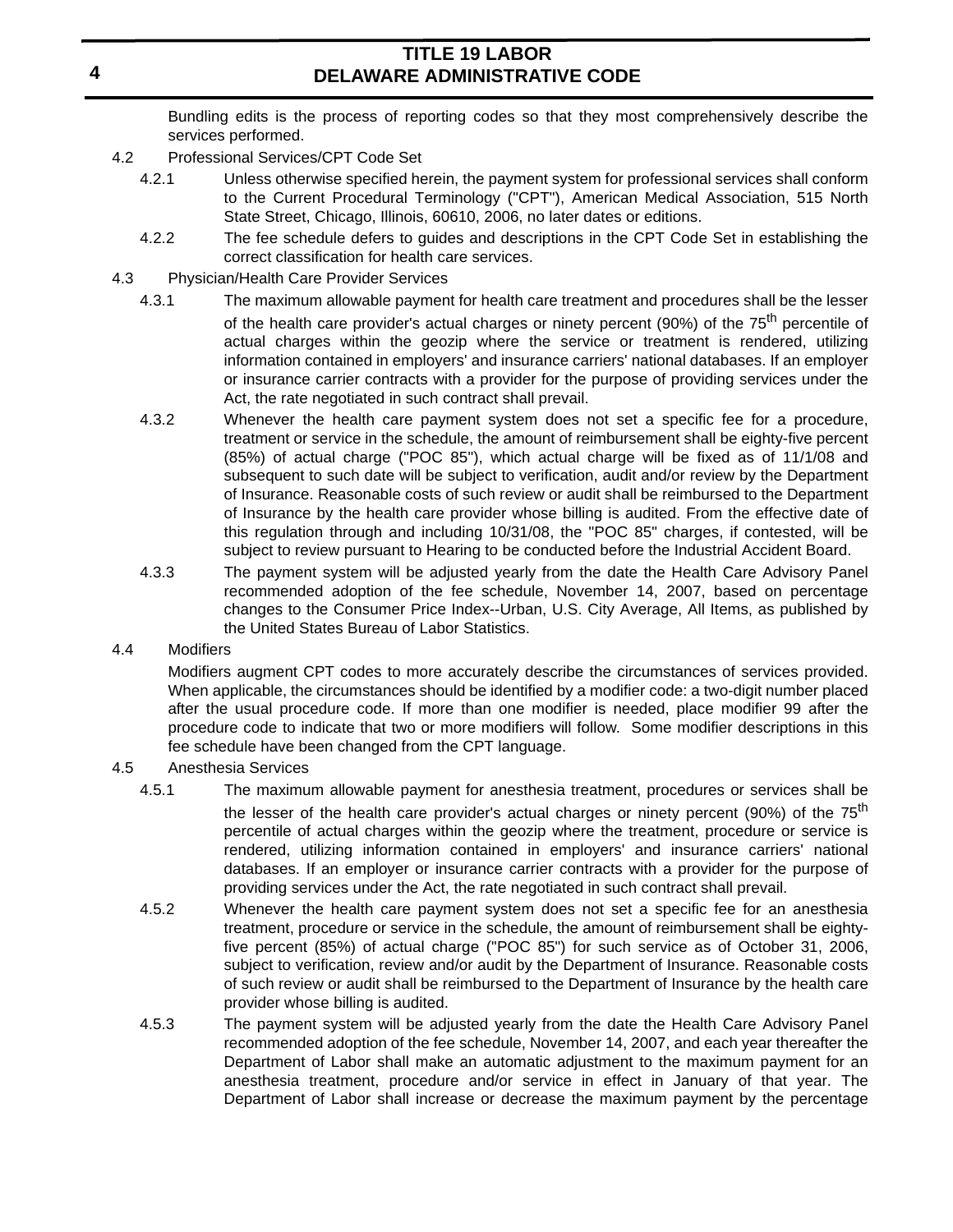Bundling edits is the process of reporting codes so that they most comprehensively describe the services performed.

4.2 Professional Services/CPT Code Set

4.2.1 Unless otherwise specified herein, the payment system for professional services shall conform to the Current Procedural Terminology ("CPT"), American Medical Association, 515 North State Street, Chicago, Illinois, 60610, 2006, no later dates or editions.

4.2.2 The fee schedule defers to guides and descriptions in the CPT Code Set in establishing the correct classification for health care services.

4.3 Physician/Health Care Provider Services

4.3.1 The maximum allowable payment for health care treatment and procedures shall be the lesser of the health care provider's actual charges or ninety percent (90%) of the 75th percentile of actual charges within the geozip where the service or treatment is rendered, utilizing information contained in employers' and insurance carriers' national databases. If an employer or insurance carrier contracts with a provider for the purpose of providing services under the Act, the rate negotiated in such contract shall prevail.

4.3.2 Whenever the health care payment system does not set a specific fee for a procedure, treatment or service in the schedule, the amount of reimbursement shall be eighty-five percent (85%) of actual charge ("POC 85"), which actual charge will be fixed as of 11/1/08 and subsequent to such date will be subject to verification, audit and/or review by the Department of Insurance. Reasonable costs of such review or audit shall be reimbursed to the Department of Insurance by the health care provider whose billing is audited. From the effective date of this regulation through and including 10/31/08, the "POC 85" charges, if contested, will be subject to review pursuant to Hearing to be conducted before the Industrial Accident Board.

4.3.3 The payment system will be adjusted yearly from the date the Health Care Advisory Panel recommended adoption of the fee schedule, November 14, 2007, based on percentage changes to the Consumer Price Index--Urban, U.S. City Average, All Items, as published by the United States Bureau of Labor Statistics.

4.4 Modifiers

Modifiers augment CPT codes to more accurately describe the circumstances of services provided. When applicable, the circumstances should be identified by a modifier code: a two-digit number placed after the usual procedure code. If more than one modifier is needed, place modifier 99 after the procedure code to indicate that two or more modifiers will follow. Some modifier descriptions in this fee schedule have been changed from the CPT language.

4.5 Anesthesia Services

4.5.1 The maximum allowable payment for anesthesia treatment, procedures or services shall be the lesser of the health care provider's actual charges or ninety percent (90%) of the 75th percentile of actual charges within the geozip where the treatment, procedure or service is rendered, utilizing information contained in employers' and insurance carriers' national databases. If an employer or insurance carrier contracts with a provider for the purpose of providing services under the Act, the rate negotiated in such contract shall prevail.

4.5.2 Whenever the health care payment system does not set a specific fee for an anesthesia treatment, procedure or service in the schedule, the amount of reimbursement shall be eighty-five percent (85%) of actual charge ("POC 85") for such service as of October 31, 2006, subject to verification, review and/or audit by the Department of Insurance. Reasonable costs of such review or audit shall be reimbursed to the Department of Insurance by the health care provider whose billing is audited.

4.5.3 The payment system will be adjusted yearly from the date the Health Care Advisory Panel recommended adoption of the fee schedule, November 14, 2007, and each year thereafter the Department of Labor shall make an automatic adjustment to the maximum payment for an anesthesia treatment, procedure and/or service in effect in January of that year. The Department of Labor shall increase or decrease the maximum payment by the percentage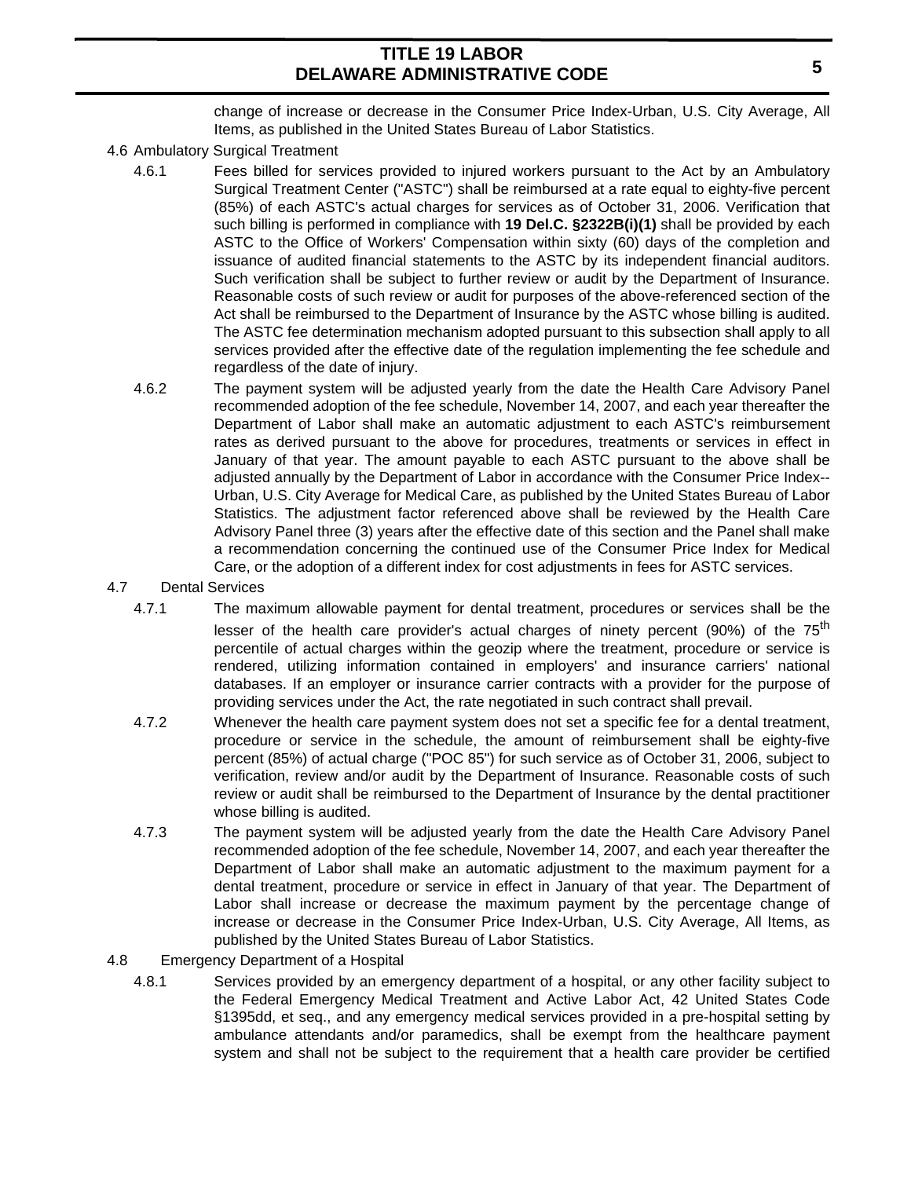change of increase or decrease in the Consumer Price Index-Urban, U.S. City Average, All Items, as published in the United States Bureau of Labor Statistics.

4.6 Ambulatory Surgical Treatment

4.6.1 Fees billed for services provided to injured workers pursuant to the Act by an Ambulatory Surgical Treatment Center ("ASTC") shall be reimbursed at a rate equal to eighty-five percent (85%) of each ASTC's actual charges for services as of October 31, 2006. Verification that such billing is performed in compliance with **19 Del.C. §2322B(i)(1)** shall be provided by each ASTC to the Office of Workers' Compensation within sixty (60) days of the completion and issuance of audited financial statements to the ASTC by its independent financial auditors. Such verification shall be subject to further review or audit by the Department of Insurance. Reasonable costs of such review or audit for purposes of the above-referenced section of the Act shall be reimbursed to the Department of Insurance by the ASTC whose billing is audited. The ASTC fee determination mechanism adopted pursuant to this subsection shall apply to all services provided after the effective date of the regulation implementing the fee schedule and regardless of the date of injury.

4.6.2 The payment system will be adjusted yearly from the date the Health Care Advisory Panel recommended adoption of the fee schedule, November 14, 2007, and each year thereafter the Department of Labor shall make an automatic adjustment to each ASTC's reimbursement rates as derived pursuant to the above for procedures, treatments or services in effect in January of that year. The amount payable to each ASTC pursuant to the above shall be adjusted annually by the Department of Labor in accordance with the Consumer Price Index--Urban, U.S. City Average for Medical Care, as published by the United States Bureau of Labor Statistics. The adjustment factor referenced above shall be reviewed by the Health Care Advisory Panel three (3) years after the effective date of this section and the Panel shall make a recommendation concerning the continued use of the Consumer Price Index for Medical Care, or the adoption of a different index for cost adjustments in fees for ASTC services.

4.7 Dental Services

4.7.1 The maximum allowable payment for dental treatment, procedures or services shall be the lesser of the health care provider's actual charges of ninety percent (90%) of the 75th percentile of actual charges within the geozip where the treatment, procedure or service is rendered, utilizing information contained in employers' and insurance carriers' national databases. If an employer or insurance carrier contracts with a provider for the purpose of providing services under the Act, the rate negotiated in such contract shall prevail.

4.7.2 Whenever the health care payment system does not set a specific fee for a dental treatment, procedure or service in the schedule, the amount of reimbursement shall be eighty-five percent (85%) of actual charge ("POC 85") for such service as of October 31, 2006, subject to verification, review and/or audit by the Department of Insurance. Reasonable costs of such review or audit shall be reimbursed to the Department of Insurance by the dental practitioner whose billing is audited.

4.7.3 The payment system will be adjusted yearly from the date the Health Care Advisory Panel recommended adoption of the fee schedule, November 14, 2007, and each year thereafter the Department of Labor shall make an automatic adjustment to the maximum payment for a dental treatment, procedure or service in effect in January of that year. The Department of Labor shall increase or decrease the maximum payment by the percentage change of increase or decrease in the Consumer Price Index-Urban, U.S. City Average, All Items, as published by the United States Bureau of Labor Statistics.

4.8 Emergency Department of a Hospital

4.8.1 Services provided by an emergency department of a hospital, or any other facility subject to the Federal Emergency Medical Treatment and Active Labor Act, 42 United States Code §1395dd, et seq., and any emergency medical services provided in a pre-hospital setting by ambulance attendants and/or paramedics, shall be exempt from the healthcare payment system and shall not be subject to the requirement that a health care provider be certified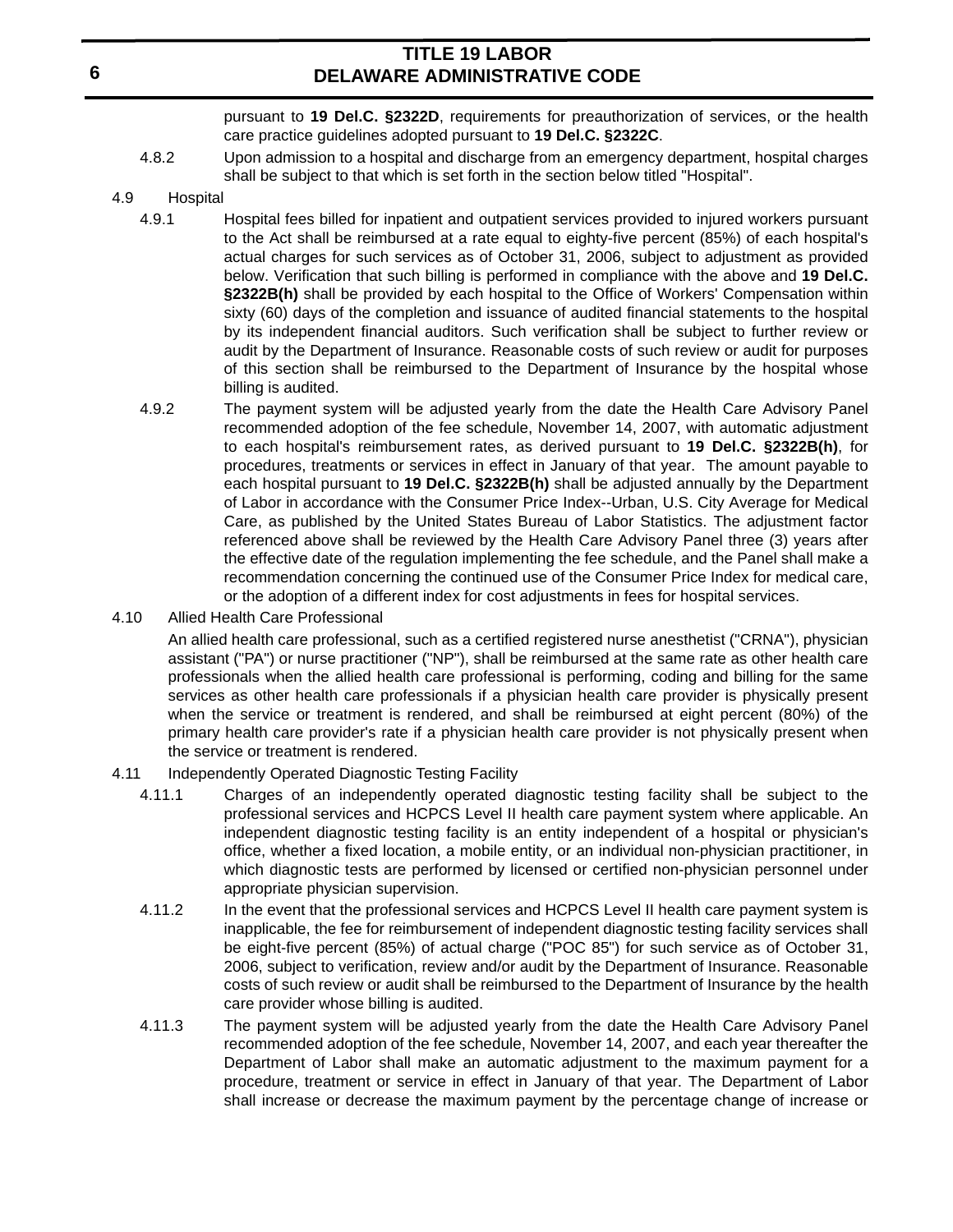pursuant to **19 Del.C. §2322D**, requirements for preauthorization of services, or the health care practice guidelines adopted pursuant to **19 Del.C. §2322C**.

4.8.2 Upon admission to a hospital and discharge from an emergency department, hospital charges shall be subject to that which is set forth in the section below titled "Hospital".

4.9 Hospital

4.9.1 Hospital fees billed for inpatient and outpatient services provided to injured workers pursuant to the Act shall be reimbursed at a rate equal to eighty-five percent (85%) of each hospital's actual charges for such services as of October 31, 2006, subject to adjustment as provided below. Verification that such billing is performed in compliance with the above and **19 Del.C. §2322B(h)** shall be provided by each hospital to the Office of Workers' Compensation within sixty (60) days of the completion and issuance of audited financial statements to the hospital by its independent financial auditors. Such verification shall be subject to further review or audit by the Department of Insurance. Reasonable costs of such review or audit for purposes of this section shall be reimbursed to the Department of Insurance by the hospital whose billing is audited.

4.9.2 The payment system will be adjusted yearly from the date the Health Care Advisory Panel recommended adoption of the fee schedule, November 14, 2007, with automatic adjustment to each hospital's reimbursement rates, as derived pursuant to **19 Del.C. §2322B(h)**, for procedures, treatments or services in effect in January of that year. The amount payable to each hospital pursuant to **19 Del.C. §2322B(h)** shall be adjusted annually by the Department of Labor in accordance with the Consumer Price Index--Urban, U.S. City Average for Medical Care, as published by the United States Bureau of Labor Statistics. The adjustment factor referenced above shall be reviewed by the Health Care Advisory Panel three (3) years after the effective date of the regulation implementing the fee schedule, and the Panel shall make a recommendation concerning the continued use of the Consumer Price Index for medical care, or the adoption of a different index for cost adjustments in fees for hospital services.

4.10 Allied Health Care Professional

An allied health care professional, such as a certified registered nurse anesthetist ("CRNA"), physician assistant ("PA") or nurse practitioner ("NP"), shall be reimbursed at the same rate as other health care professionals when the allied health care professional is performing, coding and billing for the same services as other health care professionals if a physician health care provider is physically present when the service or treatment is rendered, and shall be reimbursed at eight percent (80%) of the primary health care provider's rate if a physician health care provider is not physically present when the service or treatment is rendered.

4.11 Independently Operated Diagnostic Testing Facility

4.11.1 Charges of an independently operated diagnostic testing facility shall be subject to the professional services and HCPCS Level II health care payment system where applicable. An independent diagnostic testing facility is an entity independent of a hospital or physician's office, whether a fixed location, a mobile entity, or an individual non-physician practitioner, in which diagnostic tests are performed by licensed or certified non-physician personnel under appropriate physician supervision.

4.11.2 In the event that the professional services and HCPCS Level II health care payment system is inapplicable, the fee for reimbursement of independent diagnostic testing facility services shall be eight-five percent (85%) of actual charge ("POC 85") for such service as of October 31, 2006, subject to verification, review and/or audit by the Department of Insurance. Reasonable costs of such review or audit shall be reimbursed to the Department of Insurance by the health care provider whose billing is audited.

4.11.3 The payment system will be adjusted yearly from the date the Health Care Advisory Panel recommended adoption of the fee schedule, November 14, 2007, and each year thereafter the Department of Labor shall make an automatic adjustment to the maximum payment for a procedure, treatment or service in effect in January of that year. The Department of Labor shall increase or decrease the maximum payment by the percentage change of increase or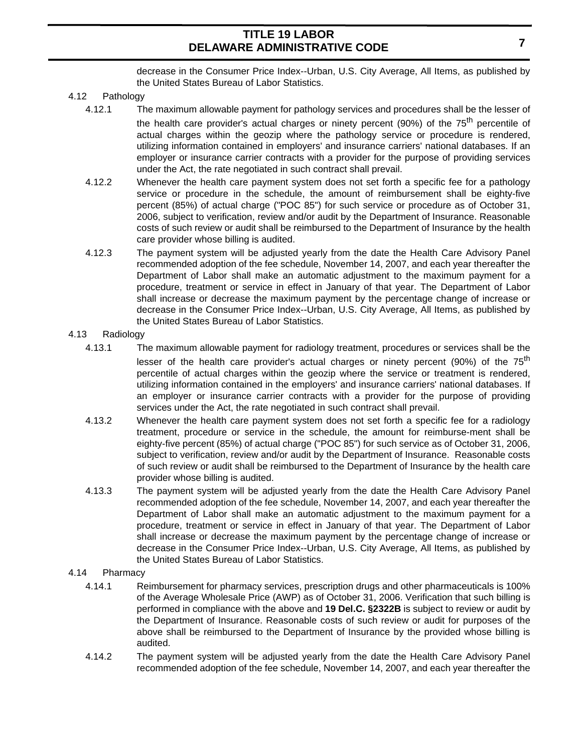decrease in the Consumer Price Index--Urban, U.S. City Average, All Items, as published by the United States Bureau of Labor Statistics.

4.12 Pathology

4.12.1 The maximum allowable payment for pathology services and procedures shall be the lesser of the health care provider's actual charges or ninety percent (90%) of the 75th percentile of actual charges within the geozip where the pathology service or procedure is rendered, utilizing information contained in employers' and insurance carriers' national databases. If an employer or insurance carrier contracts with a provider for the purpose of providing services under the Act, the rate negotiated in such contract shall prevail.

4.12.2 Whenever the health care payment system does not set forth a specific fee for a pathology service or procedure in the schedule, the amount of reimbursement shall be eighty-five percent (85%) of actual charge ("POC 85") for such service or procedure as of October 31, 2006, subject to verification, review and/or audit by the Department of Insurance. Reasonable costs of such review or audit shall be reimbursed to the Department of Insurance by the health care provider whose billing is audited.

4.12.3 The payment system will be adjusted yearly from the date the Health Care Advisory Panel recommended adoption of the fee schedule, November 14, 2007, and each year thereafter the Department of Labor shall make an automatic adjustment to the maximum payment for a procedure, treatment or service in effect in January of that year. The Department of Labor shall increase or decrease the maximum payment by the percentage change of increase or decrease in the Consumer Price Index--Urban, U.S. City Average, All Items, as published by the United States Bureau of Labor Statistics.

4.13 Radiology

4.13.1 The maximum allowable payment for radiology treatment, procedures or services shall be the lesser of the health care provider's actual charges or ninety percent (90%) of the 75th percentile of actual charges within the geozip where the service or treatment is rendered, utilizing information contained in the employers' and insurance carriers' national databases. If an employer or insurance carrier contracts with a provider for the purpose of providing services under the Act, the rate negotiated in such contract shall prevail.

4.13.2 Whenever the health care payment system does not set forth a specific fee for a radiology treatment, procedure or service in the schedule, the amount for reimburse-ment shall be eighty-five percent (85%) of actual charge ("POC 85") for such service as of October 31, 2006, subject to verification, review and/or audit by the Department of Insurance. Reasonable costs of such review or audit shall be reimbursed to the Department of Insurance by the health care provider whose billing is audited.

4.13.3 The payment system will be adjusted yearly from the date the Health Care Advisory Panel recommended adoption of the fee schedule, November 14, 2007, and each year thereafter the Department of Labor shall make an automatic adjustment to the maximum payment for a procedure, treatment or service in effect in January of that year. The Department of Labor shall increase or decrease the maximum payment by the percentage change of increase or decrease in the Consumer Price Index--Urban, U.S. City Average, All Items, as published by the United States Bureau of Labor Statistics.

4.14 Pharmacy

4.14.1 Reimbursement for pharmacy services, prescription drugs and other pharmaceuticals is 100% of the Average Wholesale Price (AWP) as of October 31, 2006. Verification that such billing is performed in compliance with the above and **19 Del.C. §2322B** is subject to review or audit by the Department of Insurance. Reasonable costs of such review or audit for purposes of the above shall be reimbursed to the Department of Insurance by the provided whose billing is audited.

4.14.2 The payment system will be adjusted yearly from the date the Health Care Advisory Panel recommended adoption of the fee schedule, November 14, 2007, and each year thereafter the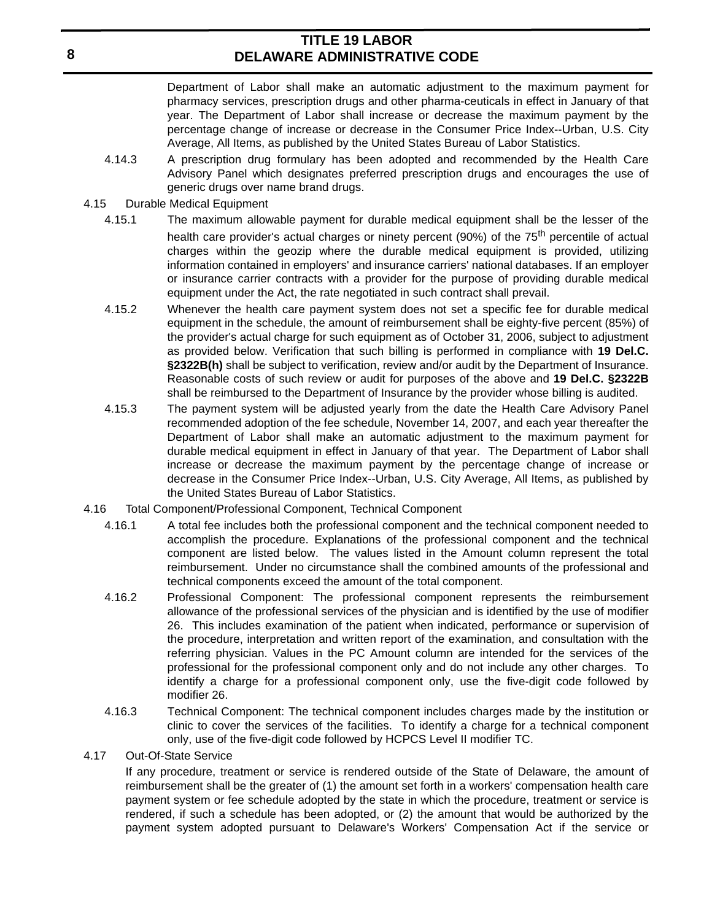Department of Labor shall make an automatic adjustment to the maximum payment for pharmacy services, prescription drugs and other pharma-ceuticals in effect in January of that year. The Department of Labor shall increase or decrease the maximum payment by the percentage change of increase or decrease in the Consumer Price Index--Urban, U.S. City Average, All Items, as published by the United States Bureau of Labor Statistics.

4.14.3 A prescription drug formulary has been adopted and recommended by the Health Care Advisory Panel which designates preferred prescription drugs and encourages the use of generic drugs over name brand drugs.

4.15 Durable Medical Equipment

4.15.1 The maximum allowable payment for durable medical equipment shall be the lesser of the health care provider's actual charges or ninety percent (90%) of the $75^{th}$ percentile of actual charges within the geozip where the durable medical equipment is provided, utilizing information contained in employers' and insurance carriers' national databases. If an employer or insurance carrier contracts with a provider for the purpose of providing durable medical equipment under the Act, the rate negotiated in such contract shall prevail.

4.15.2 Whenever the health care payment system does not set a specific fee for durable medical equipment in the schedule, the amount of reimbursement shall be eighty-five percent (85%) of the provider's actual charge for such equipment as of October 31, 2006, subject to adjustment as provided below. Verification that such billing is performed in compliance with **19 Del.C. §2322B(h)** shall be subject to verification, review and/or audit by the Department of Insurance. Reasonable costs of such review or audit for purposes of the above and **19 Del.C. §2322B** shall be reimbursed to the Department of Insurance by the provider whose billing is audited.

4.15.3 The payment system will be adjusted yearly from the date the Health Care Advisory Panel recommended adoption of the fee schedule, November 14, 2007, and each year thereafter the Department of Labor shall make an automatic adjustment to the maximum payment for durable medical equipment in effect in January of that year. The Department of Labor shall increase or decrease the maximum payment by the percentage change of increase or decrease in the Consumer Price Index--Urban, U.S. City Average, All Items, as published by the United States Bureau of Labor Statistics.

4.16 Total Component/Professional Component, Technical Component

4.16.1 A total fee includes both the professional component and the technical component needed to accomplish the procedure. Explanations of the professional component and the technical component are listed below. The values listed in the Amount column represent the total reimbursement. Under no circumstance shall the combined amounts of the professional and technical components exceed the amount of the total component.

4.16.2 Professional Component: The professional component represents the reimbursement allowance of the professional services of the physician and is identified by the use of modifier 26. This includes examination of the patient when indicated, performance or supervision of the procedure, interpretation and written report of the examination, and consultation with the referring physician. Values in the PC Amount column are intended for the services of the professional for the professional component only and do not include any other charges. To identify a charge for a professional component only, use the five-digit code followed by modifier 26.

4.16.3 Technical Component: The technical component includes charges made by the institution or clinic to cover the services of the facilities. To identify a charge for a technical component only, use of the five-digit code followed by HCPCS Level II modifier TC.

4.17 Out-Of-State Service

If any procedure, treatment or service is rendered outside of the State of Delaware, the amount of reimbursement shall be the greater of (1) the amount set forth in a workers' compensation health care payment system or fee schedule adopted by the state in which the procedure, treatment or service is rendered, if such a schedule has been adopted, or (2) the amount that would be authorized by the payment system adopted pursuant to Delaware's Workers' Compensation Act if the service or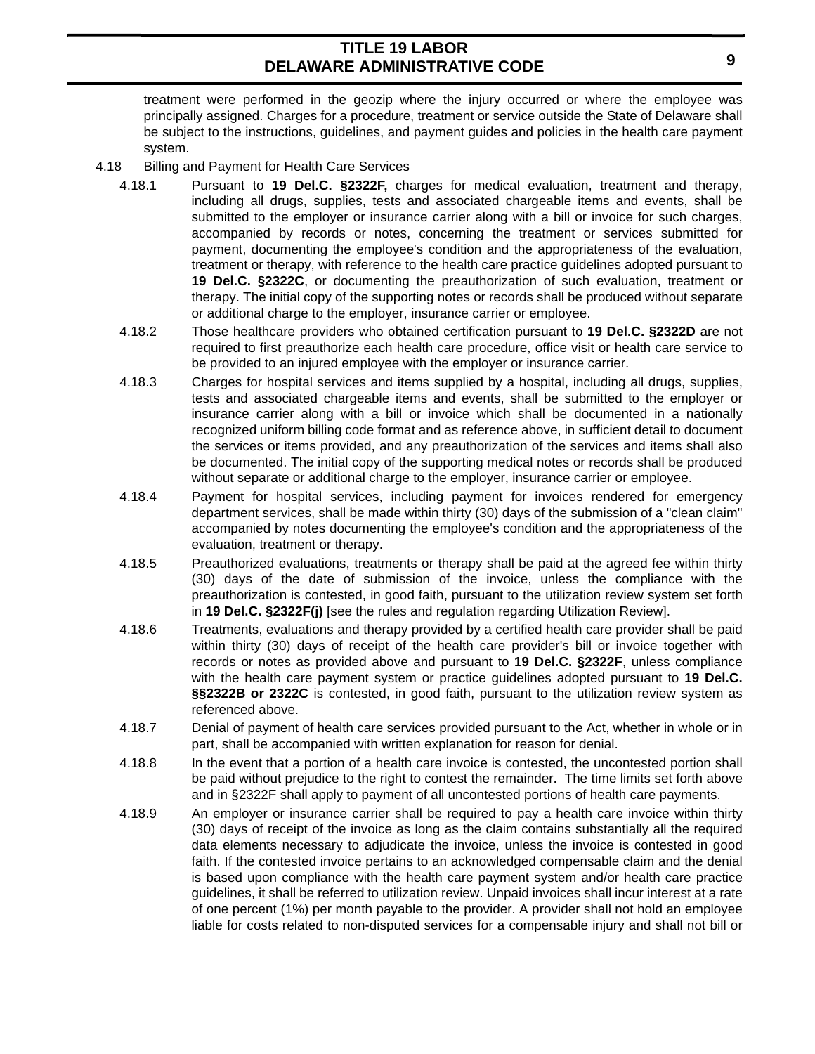treatment were performed in the geozip where the injury occurred or where the employee was principally assigned. Charges for a procedure, treatment or service outside the State of Delaware shall be subject to the instructions, guidelines, and payment guides and policies in the health care payment system.

4.18 Billing and Payment for Health Care Services

4.18.1 Pursuant to **19 Del.C. §2322F,** charges for medical evaluation, treatment and therapy, including all drugs, supplies, tests and associated chargeable items and events, shall be submitted to the employer or insurance carrier along with a bill or invoice for such charges, accompanied by records or notes, concerning the treatment or services submitted for payment, documenting the employee's condition and the appropriateness of the evaluation, treatment or therapy, with reference to the health care practice guidelines adopted pursuant to **19 Del.C. §2322C**, or documenting the preauthorization of such evaluation, treatment or therapy. The initial copy of the supporting notes or records shall be produced without separate or additional charge to the employer, insurance carrier or employee.

4.18.2 Those healthcare providers who obtained certification pursuant to **19 Del.C. §2322D** are not required to first preauthorize each health care procedure, office visit or health care service to be provided to an injured employee with the employer or insurance carrier.

4.18.3 Charges for hospital services and items supplied by a hospital, including all drugs, supplies, tests and associated chargeable items and events, shall be submitted to the employer or insurance carrier along with a bill or invoice which shall be documented in a nationally recognized uniform billing code format and as reference above, in sufficient detail to document the services or items provided, and any preauthorization of the services and items shall also be documented. The initial copy of the supporting medical notes or records shall be produced without separate or additional charge to the employer, insurance carrier or employee.

4.18.4 Payment for hospital services, including payment for invoices rendered for emergency department services, shall be made within thirty (30) days of the submission of a "clean claim" accompanied by notes documenting the employee's condition and the appropriateness of the evaluation, treatment or therapy.

4.18.5 Preauthorized evaluations, treatments or therapy shall be paid at the agreed fee within thirty (30) days of the date of submission of the invoice, unless the compliance with the preauthorization is contested, in good faith, pursuant to the utilization review system set forth in **19 Del.C. §2322F(j)** [see the rules and regulation regarding Utilization Review].

4.18.6 Treatments, evaluations and therapy provided by a certified health care provider shall be paid within thirty (30) days of receipt of the health care provider's bill or invoice together with records or notes as provided above and pursuant to **19 Del.C. §2322F**, unless compliance with the health care payment system or practice guidelines adopted pursuant to **19 Del.C. §§2322B or 2322C** is contested, in good faith, pursuant to the utilization review system as referenced above.

4.18.7 Denial of payment of health care services provided pursuant to the Act, whether in whole or in part, shall be accompanied with written explanation for reason for denial.

4.18.8 In the event that a portion of a health care invoice is contested, the uncontested portion shall be paid without prejudice to the right to contest the remainder. The time limits set forth above and in §2322F shall apply to payment of all uncontested portions of health care payments.

4.18.9 An employer or insurance carrier shall be required to pay a health care invoice within thirty (30) days of receipt of the invoice as long as the claim contains substantially all the required data elements necessary to adjudicate the invoice, unless the invoice is contested in good faith. If the contested invoice pertains to an acknowledged compensable claim and the denial is based upon compliance with the health care payment system and/or health care practice guidelines, it shall be referred to utilization review. Unpaid invoices shall incur interest at a rate of one percent (1%) per month payable to the provider. A provider shall not hold an employee liable for costs related to non-disputed services for a compensable injury and shall not bill or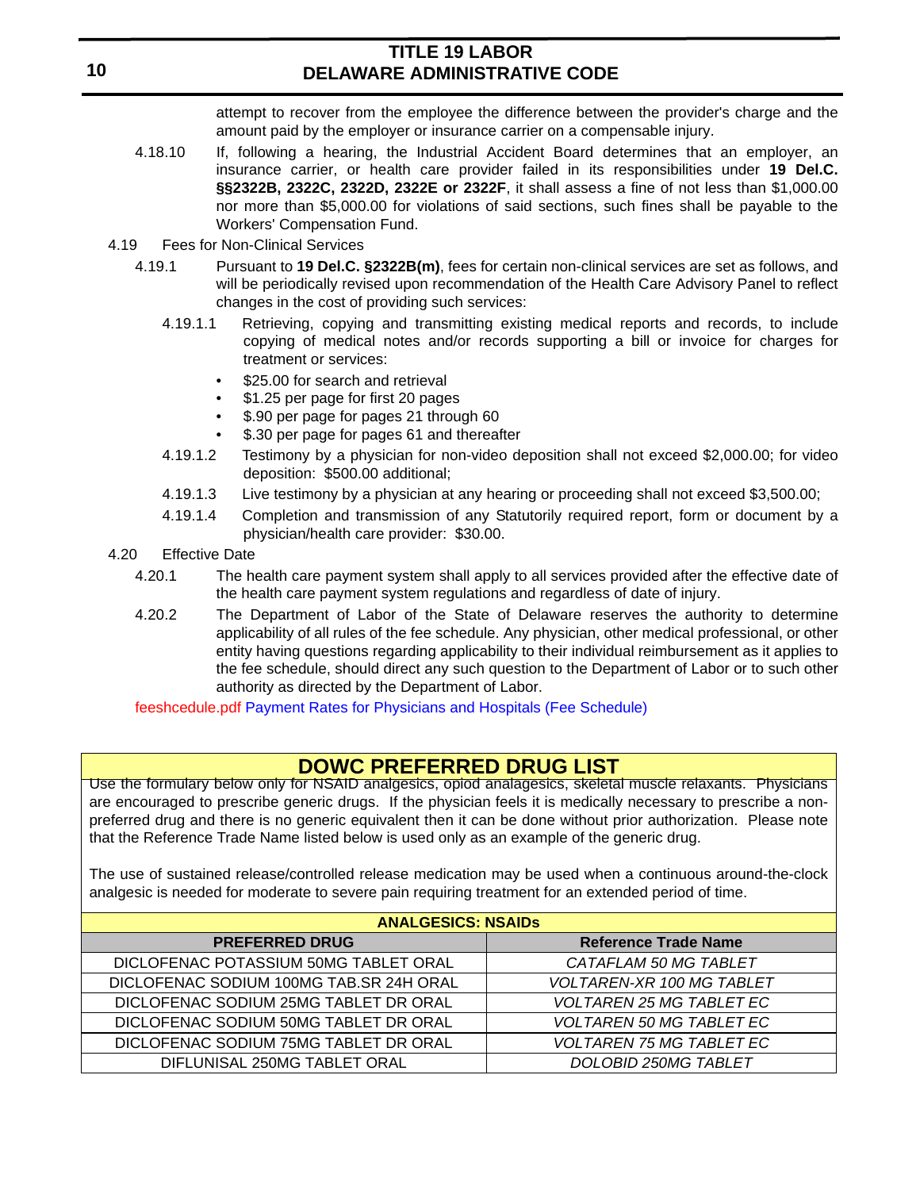attempt to recover from the employee the difference between the provider's charge and the amount paid by the employer or insurance carrier on a compensable injury.

4.18.10 If, following a hearing, the Industrial Accident Board determines that an employer, an insurance carrier, or health care provider failed in its responsibilities under **19 Del.C. §§2322B, 2322C, 2322D, 2322E or 2322F**, it shall assess a fine of not less than $1,000.00 nor more than $5,000.00 for violations of said sections, such fines shall be payable to the Workers' Compensation Fund.

4.19 Fees for Non-Clinical Services

4.19.1 Pursuant to **19 Del.C. §2322B(m)**, fees for certain non-clinical services are set as follows, and will be periodically revised upon recommendation of the Health Care Advisory Panel to reflect changes in the cost of providing such services:

4.19.1.1 Retrieving, copying and transmitting existing medical reports and records, to include copying of medical notes and/or records supporting a bill or invoice for charges for treatment or services:

- $25.00 for search and retrieval
- $1.25 per page for first 20 pages
- $.90 per page for pages 21 through 60
- $.30 per page for pages 61 and thereafter

4.19.1.2 Testimony by a physician for non-video deposition shall not exceed $2,000.00; for video deposition: $500.00 additional;

4.19.1.3 Live testimony by a physician at any hearing or proceeding shall not exceed $3,500.00;

4.19.1.4 Completion and transmission of any Statutorily required report, form or document by a physician/health care provider: $30.00.

4.20 Effective Date

4.20.1 The health care payment system shall apply to all services provided after the effective date of the health care payment system regulations and regardless of date of injury.

4.20.2 The Department of Labor of the State of Delaware reserves the authority to determine applicability of all rules of the fee schedule. Any physician, other medical professional, or other entity having questions regarding applicability to their individual reimbursement as it applies to the fee schedule, should direct any such question to the Department of Labor or to such other authority as directed by the Department of Labor.

feeshcedule.pdf Payment Rates for Physicians and Hospitals (Fee Schedule)

## DOWC PREFERRED DRUG LIST

Use the formulary below only for NSAID analgesics, opiod analagesics, skeletal muscle relaxants. Physicians are encouraged to prescribe generic drugs. If the physician feels it is medically necessary to prescribe a non-preferred drug and there is no generic equivalent then it can be done without prior authorization. Please note that the Reference Trade Name listed below is used only as an example of the generic drug.

The use of sustained release/controlled release medication may be used when a continuous around-the-clock analgesic is needed for moderate to severe pain requiring treatment for an extended period of time.

| ANALGESICS: NSAIDs | |
|---|---|
| **PREFERRED DRUG** | **Reference Trade Name** |
| DICLOFENAC POTASSIUM 50MG TABLET ORAL | *CATAFLAM 50 MG TABLET* |
| DICLOFENAC SODIUM 100MG TAB.SR 24H ORAL | *VOLTAREN-XR 100 MG TABLET* |
| DICLOFENAC SODIUM 25MG TABLET DR ORAL | *VOLTAREN 25 MG TABLET EC* |
| DICLOFENAC SODIUM 50MG TABLET DR ORAL | *VOLTAREN 50 MG TABLET EC* |
| DICLOFENAC SODIUM 75MG TABLET DR ORAL | *VOLTAREN 75 MG TABLET EC* |
| DIFLUNISAL 250MG TABLET ORAL | *DOLOBID 250MG TABLET* |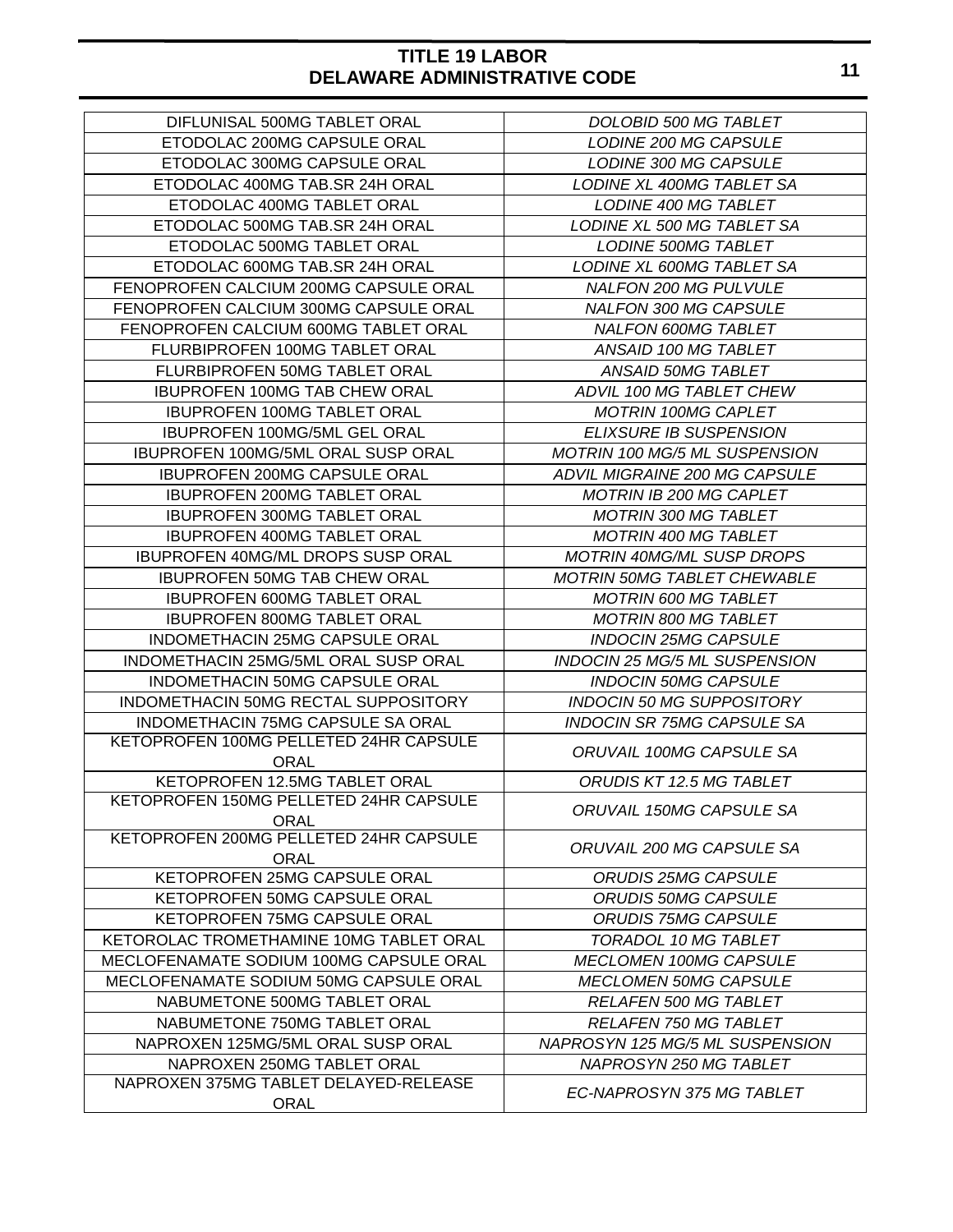| DIFLUNISAL 500MG TABLET ORAL | *DOLOBID 500 MG TABLET* |
|---|---|
| ETODOLAC 200MG CAPSULE ORAL | *LODINE 200 MG CAPSULE* |
| ETODOLAC 300MG CAPSULE ORAL | *LODINE 300 MG CAPSULE* |
| ETODOLAC 400MG TAB.SR 24H ORAL | *LODINE XL 400MG TABLET SA* |
| ETODOLAC 400MG TABLET ORAL | *LODINE 400 MG TABLET* |
| ETODOLAC 500MG TAB.SR 24H ORAL | *LODINE XL 500 MG TABLET SA* |
| ETODOLAC 500MG TABLET ORAL | *LODINE 500MG TABLET* |
| ETODOLAC 600MG TAB.SR 24H ORAL | *LODINE XL 600MG TABLET SA* |
| FENOPROFEN CALCIUM 200MG CAPSULE ORAL | *NALFON 200 MG PULVULE* |
| FENOPROFEN CALCIUM 300MG CAPSULE ORAL | *NALFON 300 MG CAPSULE* |
| FENOPROFEN CALCIUM 600MG TABLET ORAL | *NALFON 600MG TABLET* |
| FLURBIPROFEN 100MG TABLET ORAL | *ANSAID 100 MG TABLET* |
| FLURBIPROFEN 50MG TABLET ORAL | *ANSAID 50MG TABLET* |
| IBUPROFEN 100MG TAB CHEW ORAL | *ADVIL 100 MG TABLET CHEW* |
| IBUPROFEN 100MG TABLET ORAL | *MOTRIN 100MG CAPLET* |
| IBUPROFEN 100MG/5ML GEL ORAL | *ELIXSURE IB SUSPENSION* |
| IBUPROFEN 100MG/5ML ORAL SUSP ORAL | *MOTRIN 100 MG/5 ML SUSPENSION* |
| IBUPROFEN 200MG CAPSULE ORAL | *ADVIL MIGRAINE 200 MG CAPSULE* |
| IBUPROFEN 200MG TABLET ORAL | *MOTRIN IB 200 MG CAPLET* |
| IBUPROFEN 300MG TABLET ORAL | *MOTRIN 300 MG TABLET* |
| IBUPROFEN 400MG TABLET ORAL | *MOTRIN 400 MG TABLET* |
| IBUPROFEN 40MG/ML DROPS SUSP ORAL | *MOTRIN 40MG/ML SUSP DROPS* |
| IBUPROFEN 50MG TAB CHEW ORAL | *MOTRIN 50MG TABLET CHEWABLE* |
| IBUPROFEN 600MG TABLET ORAL | *MOTRIN 600 MG TABLET* |
| IBUPROFEN 800MG TABLET ORAL | *MOTRIN 800 MG TABLET* |
| INDOMETHACIN 25MG CAPSULE ORAL | *INDOCIN 25MG CAPSULE* |
| INDOMETHACIN 25MG/5ML ORAL SUSP ORAL | *INDOCIN 25 MG/5 ML SUSPENSION* |
| INDOMETHACIN 50MG CAPSULE ORAL | *INDOCIN 50MG CAPSULE* |
| INDOMETHACIN 50MG RECTAL SUPPOSITORY | *INDOCIN 50 MG SUPPOSITORY* |
| INDOMETHACIN 75MG CAPSULE SA ORAL | *INDOCIN SR 75MG CAPSULE SA* |
| KETOPROFEN 100MG PELLETED 24HR CAPSULE ORAL | *ORUVAIL 100MG CAPSULE SA* |
| KETOPROFEN 12.5MG TABLET ORAL | *ORUDIS KT 12.5 MG TABLET* |
| KETOPROFEN 150MG PELLETED 24HR CAPSULE ORAL | *ORUVAIL 150MG CAPSULE SA* |
| KETOPROFEN 200MG PELLETED 24HR CAPSULE ORAL | *ORUVAIL 200 MG CAPSULE SA* |
| KETOPROFEN 25MG CAPSULE ORAL | *ORUDIS 25MG CAPSULE* |
| KETOPROFEN 50MG CAPSULE ORAL | *ORUDIS 50MG CAPSULE* |
| KETOPROFEN 75MG CAPSULE ORAL | *ORUDIS 75MG CAPSULE* |
| KETOROLAC TROMETHAMINE 10MG TABLET ORAL | *TORADOL 10 MG TABLET* |
| MECLOFENAMATE SODIUM 100MG CAPSULE ORAL | *MECLOMEN 100MG CAPSULE* |
| MECLOFENAMATE SODIUM 50MG CAPSULE ORAL | *MECLOMEN 50MG CAPSULE* |
| NABUMETONE 500MG TABLET ORAL | *RELAFEN 500 MG TABLET* |
| NABUMETONE 750MG TABLET ORAL | *RELAFEN 750 MG TABLET* |
| NAPROXEN 125MG/5ML ORAL SUSP ORAL | *NAPROSYN 125 MG/5 ML SUSPENSION* |
| NAPROXEN 250MG TABLET ORAL | *NAPROSYN 250 MG TABLET* |
| NAPROXEN 375MG TABLET DELAYED-RELEASE ORAL | *EC-NAPROSYN 375 MG TABLET* |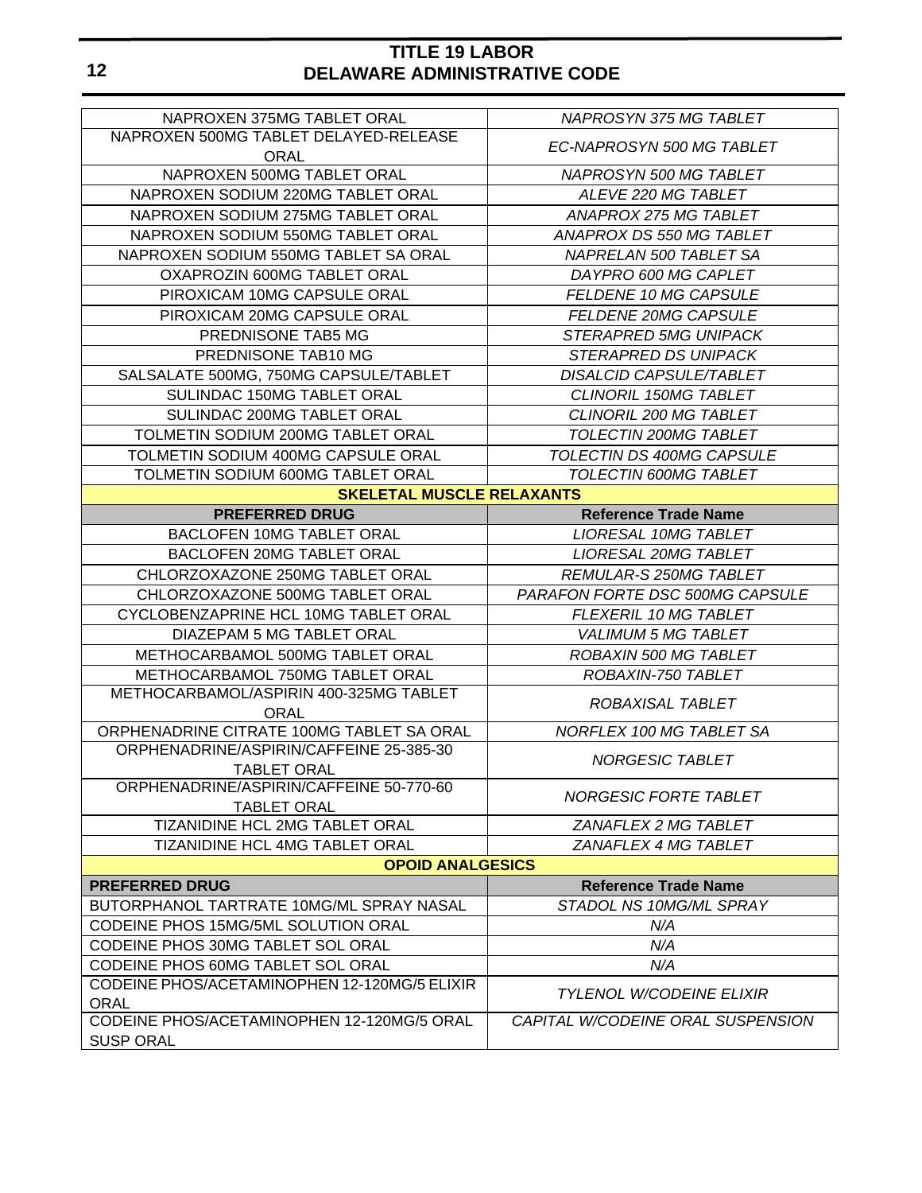| | |
|---|---|
| NAPROXEN 375MG TABLET ORAL | *NAPROSYN 375 MG TABLET* |
| NAPROXEN 500MG TABLET DELAYED-RELEASE ORAL | *EC-NAPROSYN 500 MG TABLET* |
| NAPROXEN 500MG TABLET ORAL | *NAPROSYN 500 MG TABLET* |
| NAPROXEN SODIUM 220MG TABLET ORAL | *ALEVE 220 MG TABLET* |
| NAPROXEN SODIUM 275MG TABLET ORAL | *ANAPROX 275 MG TABLET* |
| NAPROXEN SODIUM 550MG TABLET ORAL | *ANAPROX DS 550 MG TABLET* |
| NAPROXEN SODIUM 550MG TABLET SA ORAL | *NAPRELAN 500 TABLET SA* |
| OXAPROZIN 600MG TABLET ORAL | *DAYPRO 600 MG CAPLET* |
| PIROXICAM 10MG CAPSULE ORAL | *FELDENE 10 MG CAPSULE* |
| PIROXICAM 20MG CAPSULE ORAL | *FELDENE 20MG CAPSULE* |
| PREDNISONE TAB5 MG | *STERAPRED 5MG UNIPACK* |
| PREDNISONE TAB10 MG | *STERAPRED DS UNIPACK* |
| SALSALATE 500MG, 750MG CAPSULE/TABLET | *DISALCID CAPSULE/TABLET* |
| SULINDAC 150MG TABLET ORAL | *CLINORIL 150MG TABLET* |
| SULINDAC 200MG TABLET ORAL | *CLINORIL 200 MG TABLET* |
| TOLMETIN SODIUM 200MG TABLET ORAL | *TOLECTIN 200MG TABLET* |
| TOLMETIN SODIUM 400MG CAPSULE ORAL | *TOLECTIN DS 400MG CAPSULE* |
| TOLMETIN SODIUM 600MG TABLET ORAL | *TOLECTIN 600MG TABLET* |
| **SKELETAL MUSCLE RELAXANTS** | |
| **PREFERRED DRUG** | **Reference Trade Name** |
| BACLOFEN 10MG TABLET ORAL | *LIORESAL 10MG TABLET* |
| BACLOFEN 20MG TABLET ORAL | *LIORESAL 20MG TABLET* |
| CHLORZOXAZONE 250MG TABLET ORAL | *REMULAR-S 250MG TABLET* |
| CHLORZOXAZONE 500MG TABLET ORAL | *PARAFON FORTE DSC 500MG CAPSULE* |
| CYCLOBENZAPRINE HCL 10MG TABLET ORAL | *FLEXERIL 10 MG TABLET* |
| DIAZEPAM 5 MG TABLET ORAL | *VALIMUM 5 MG TABLET* |
| METHOCARBAMOL 500MG TABLET ORAL | *ROBAXIN 500 MG TABLET* |
| METHOCARBAMOL 750MG TABLET ORAL | *ROBAXIN-750 TABLET* |
| METHOCARBAMOL/ASPIRIN 400-325MG TABLET ORAL | *ROBAXISAL TABLET* |
| ORPHENADRINE CITRATE 100MG TABLET SA ORAL | *NORFLEX 100 MG TABLET SA* |
| ORPHENADRINE/ASPIRIN/CAFFEINE 25-385-30 TABLET ORAL | *NORGESIC TABLET* |
| ORPHENADRINE/ASPIRIN/CAFFEINE 50-770-60 TABLET ORAL | *NORGESIC FORTE TABLET* |
| TIZANIDINE HCL 2MG TABLET ORAL | *ZANAFLEX 2 MG TABLET* |
| TIZANIDINE HCL 4MG TABLET ORAL | *ZANAFLEX 4 MG TABLET* |
| **OPOID ANALGESICS** | |
| **PREFERRED DRUG** | **Reference Trade Name** |
| BUTORPHANOL TARTRATE 10MG/ML SPRAY NASAL | *STADOL NS 10MG/ML SPRAY* |
| CODEINE PHOS 15MG/5ML SOLUTION ORAL | *N/A* |
| CODEINE PHOS 30MG TABLET SOL ORAL | *N/A* |
| CODEINE PHOS 60MG TABLET SOL ORAL | *N/A* |
| CODEINE PHOS/ACETAMINOPHEN 12-120MG/5 ELIXIR ORAL | *TYLENOL W/CODEINE ELIXIR* |
| CODEINE PHOS/ACETAMINOPHEN 12-120MG/5 ORAL SUSP ORAL | *CAPITAL W/CODEINE ORAL SUSPENSION* |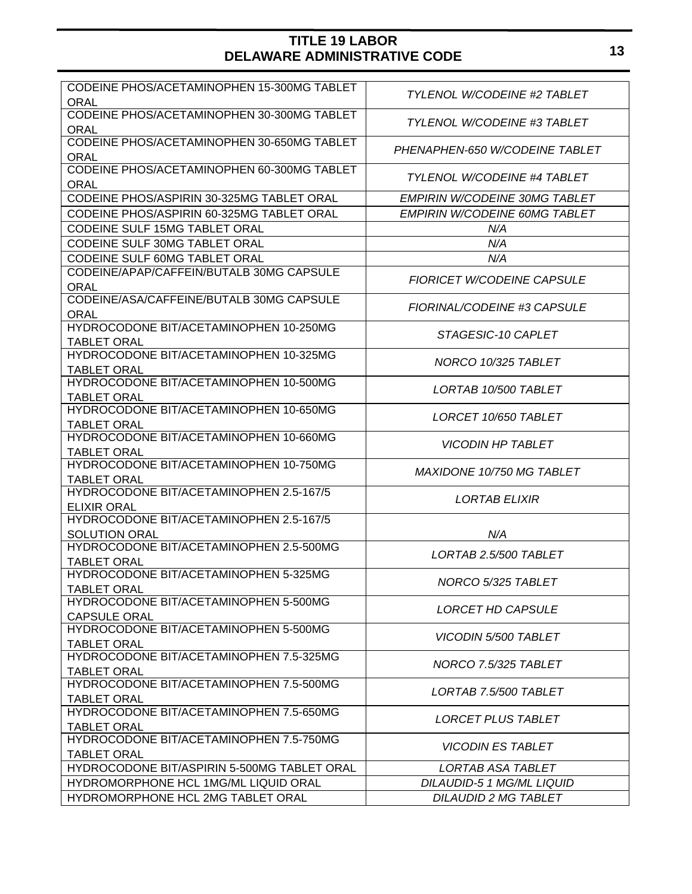| | |
|---|---|
| CODEINE PHOS/ACETAMINOPHEN 15-300MG TABLET ORAL | *TYLENOL W/CODEINE #2 TABLET* |
| CODEINE PHOS/ACETAMINOPHEN 30-300MG TABLET ORAL | *TYLENOL W/CODEINE #3 TABLET* |
| CODEINE PHOS/ACETAMINOPHEN 30-650MG TABLET ORAL | *PHENAPHEN-650 W/CODEINE TABLET* |
| CODEINE PHOS/ACETAMINOPHEN 60-300MG TABLET ORAL | *TYLENOL W/CODEINE #4 TABLET* |
| CODEINE PHOS/ASPIRIN 30-325MG TABLET ORAL | *EMPIRIN W/CODEINE 30MG TABLET* |
| CODEINE PHOS/ASPIRIN 60-325MG TABLET ORAL | *EMPIRIN W/CODEINE 60MG TABLET* |
| CODEINE SULF 15MG TABLET ORAL | *N/A* |
| CODEINE SULF 30MG TABLET ORAL | *N/A* |
| CODEINE SULF 60MG TABLET ORAL | *N/A* |
| CODEINE/APAP/CAFFEIN/BUTALB 30MG CAPSULE ORAL | *FIORICET W/CODEINE CAPSULE* |
| CODEINE/ASA/CAFFEINE/BUTALB 30MG CAPSULE ORAL | *FIORINAL/CODEINE #3 CAPSULE* |
| HYDROCODONE BIT/ACETAMINOPHEN 10-250MG TABLET ORAL | *STAGESIC-10 CAPLET* |
| HYDROCODONE BIT/ACETAMINOPHEN 10-325MG TABLET ORAL | *NORCO 10/325 TABLET* |
| HYDROCODONE BIT/ACETAMINOPHEN 10-500MG TABLET ORAL | *LORTAB 10/500 TABLET* |
| HYDROCODONE BIT/ACETAMINOPHEN 10-650MG TABLET ORAL | *LORCET 10/650 TABLET* |
| HYDROCODONE BIT/ACETAMINOPHEN 10-660MG TABLET ORAL | *VICODIN HP TABLET* |
| HYDROCODONE BIT/ACETAMINOPHEN 10-750MG TABLET ORAL | *MAXIDONE 10/750 MG TABLET* |
| HYDROCODONE BIT/ACETAMINOPHEN 2.5-167/5 ELIXIR ORAL | *LORTAB ELIXIR* |
| HYDROCODONE BIT/ACETAMINOPHEN 2.5-167/5 SOLUTION ORAL | *N/A* |
| HYDROCODONE BIT/ACETAMINOPHEN 2.5-500MG TABLET ORAL | *LORTAB 2.5/500 TABLET* |
| HYDROCODONE BIT/ACETAMINOPHEN 5-325MG TABLET ORAL | *NORCO 5/325 TABLET* |
| HYDROCODONE BIT/ACETAMINOPHEN 5-500MG CAPSULE ORAL | *LORCET HD CAPSULE* |
| HYDROCODONE BIT/ACETAMINOPHEN 5-500MG TABLET ORAL | *VICODIN 5/500 TABLET* |
| HYDROCODONE BIT/ACETAMINOPHEN 7.5-325MG TABLET ORAL | *NORCO 7.5/325 TABLET* |
| HYDROCODONE BIT/ACETAMINOPHEN 7.5-500MG TABLET ORAL | *LORTAB 7.5/500 TABLET* |
| HYDROCODONE BIT/ACETAMINOPHEN 7.5-650MG TABLET ORAL | *LORCET PLUS TABLET* |
| HYDROCODONE BIT/ACETAMINOPHEN 7.5-750MG TABLET ORAL | *VICODIN ES TABLET* |
| HYDROCODONE BIT/ASPIRIN 5-500MG TABLET ORAL | *LORTAB ASA TABLET* |
| HYDROMORPHONE HCL 1MG/ML LIQUID ORAL | *DILAUDID-5 1 MG/ML LIQUID* |
| HYDROMORPHONE HCL 2MG TABLET ORAL | *DILAUDID 2 MG TABLET* |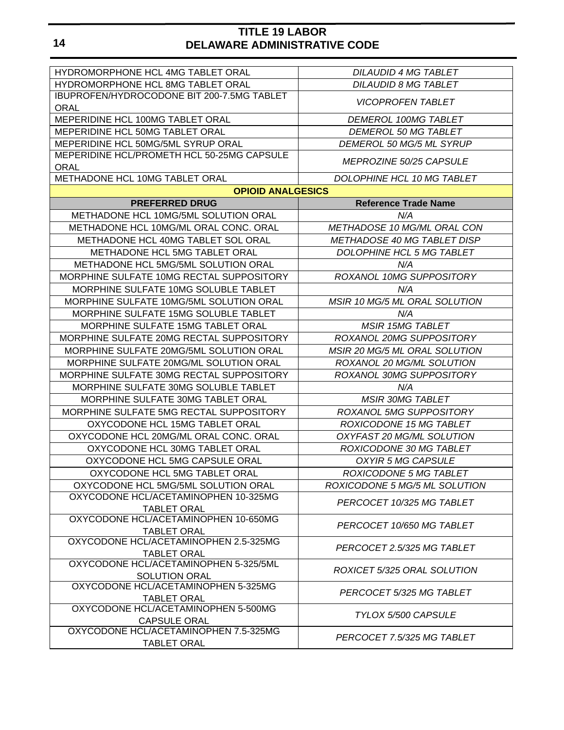| | |
|---|---|
| HYDROMORPHONE HCL 4MG TABLET ORAL | *DILAUDID 4 MG TABLET* |
| HYDROMORPHONE HCL 8MG TABLET ORAL | *DILAUDID 8 MG TABLET* |
| IBUPROFEN/HYDROCODONE BIT 200-7.5MG TABLET ORAL | *VICOPROFEN TABLET* |
| MEPERIDINE HCL 100MG TABLET ORAL | *DEMEROL 100MG TABLET* |
| MEPERIDINE HCL 50MG TABLET ORAL | *DEMEROL 50 MG TABLET* |
| MEPERIDINE HCL 50MG/5ML SYRUP ORAL | *DEMEROL 50 MG/5 ML SYRUP* |
| MEPERIDINE HCL/PROMETH HCL 50-25MG CAPSULE ORAL | *MEPROZINE 50/25 CAPSULE* |
| METHADONE HCL 10MG TABLET ORAL | *DOLOPHINE HCL 10 MG TABLET* |

**OPIOID ANALGESICS**

| PREFERRED DRUG | Reference Trade Name |
|---|---|
| METHADONE HCL 10MG/5ML SOLUTION ORAL | *N/A* |
| METHADONE HCL 10MG/ML ORAL CONC. ORAL | *METHADOSE 10 MG/ML ORAL CON* |
| METHADONE HCL 40MG TABLET SOL ORAL | *METHADOSE 40 MG TABLET DISP* |
| METHADONE HCL 5MG TABLET ORAL | *DOLOPHINE HCL 5 MG TABLET* |
| METHADONE HCL 5MG/5ML SOLUTION ORAL | *N/A* |
| MORPHINE SULFATE 10MG RECTAL SUPPOSITORY | *ROXANOL 10MG SUPPOSITORY* |
| MORPHINE SULFATE 10MG SOLUBLE TABLET | *N/A* |
| MORPHINE SULFATE 10MG/5ML SOLUTION ORAL | *MSIR 10 MG/5 ML ORAL SOLUTION* |
| MORPHINE SULFATE 15MG SOLUBLE TABLET | *N/A* |
| MORPHINE SULFATE 15MG TABLET ORAL | *MSIR 15MG TABLET* |
| MORPHINE SULFATE 20MG RECTAL SUPPOSITORY | *ROXANOL 20MG SUPPOSITORY* |
| MORPHINE SULFATE 20MG/5ML SOLUTION ORAL | *MSIR 20 MG/5 ML ORAL SOLUTION* |
| MORPHINE SULFATE 20MG/ML SOLUTION ORAL | *ROXANOL 20 MG/ML SOLUTION* |
| MORPHINE SULFATE 30MG RECTAL SUPPOSITORY | *ROXANOL 30MG SUPPOSITORY* |
| MORPHINE SULFATE 30MG SOLUBLE TABLET | *N/A* |
| MORPHINE SULFATE 30MG TABLET ORAL | *MSIR 30MG TABLET* |
| MORPHINE SULFATE 5MG RECTAL SUPPOSITORY | *ROXANOL 5MG SUPPOSITORY* |
| OXYCODONE HCL 15MG TABLET ORAL | *ROXICODONE 15 MG TABLET* |
| OXYCODONE HCL 20MG/ML ORAL CONC. ORAL | *OXYFAST 20 MG/ML SOLUTION* |
| OXYCODONE HCL 30MG TABLET ORAL | *ROXICODONE 30 MG TABLET* |
| OXYCODONE HCL 5MG CAPSULE ORAL | *OXYIR 5 MG CAPSULE* |
| OXYCODONE HCL 5MG TABLET ORAL | *ROXICODONE 5 MG TABLET* |
| OXYCODONE HCL 5MG/5ML SOLUTION ORAL | *ROXICODONE 5 MG/5 ML SOLUTION* |
| OXYCODONE HCL/ACETAMINOPHEN 10-325MG TABLET ORAL | *PERCOCET 10/325 MG TABLET* |
| OXYCODONE HCL/ACETAMINOPHEN 10-650MG TABLET ORAL | *PERCOCET 10/650 MG TABLET* |
| OXYCODONE HCL/ACETAMINOPHEN 2.5-325MG TABLET ORAL | *PERCOCET 2.5/325 MG TABLET* |
| OXYCODONE HCL/ACETAMINOPHEN 5-325/5ML SOLUTION ORAL | *ROXICET 5/325 ORAL SOLUTION* |
| OXYCODONE HCL/ACETAMINOPHEN 5-325MG TABLET ORAL | *PERCOCET 5/325 MG TABLET* |
| OXYCODONE HCL/ACETAMINOPHEN 5-500MG CAPSULE ORAL | *TYLOX 5/500 CAPSULE* |
| OXYCODONE HCL/ACETAMINOPHEN 7.5-325MG TABLET ORAL | *PERCOCET 7.5/325 MG TABLET* |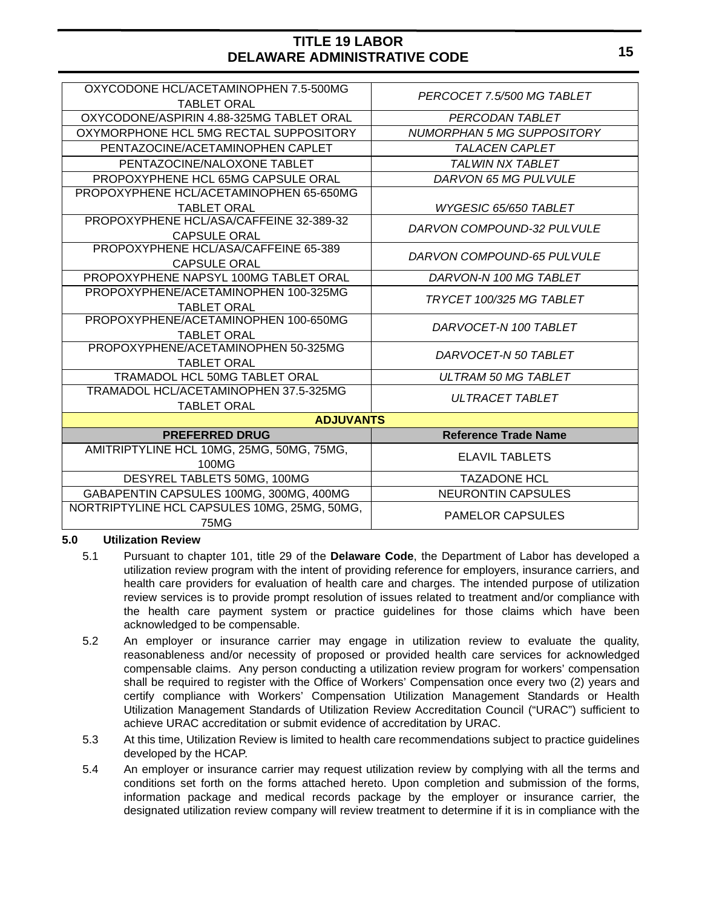| | |
|---|---|
| OXYCODONE HCL/ACETAMINOPHEN 7.5-500MG TABLET ORAL | *PERCOCET 7.5/500 MG TABLET* |
| OXYCODONE/ASPIRIN 4.88-325MG TABLET ORAL | *PERCODAN TABLET* |
| OXYMORPHONE HCL 5MG RECTAL SUPPOSITORY | *NUMORPHAN 5 MG SUPPOSITORY* |
| PENTAZOCINE/ACETAMINOPHEN CAPLET | *TALACEN CAPLET* |
| PENTAZOCINE/NALOXONE TABLET | *TALWIN NX TABLET* |
| PROPOXYPHENE HCL 65MG CAPSULE ORAL | *DARVON 65 MG PULVULE* |
| PROPOXYPHENE HCL/ACETAMINOPHEN 65-650MG TABLET ORAL | *WYGESIC 65/650 TABLET* |
| PROPOXYPHENE HCL/ASA/CAFFEINE 32-389-32 CAPSULE ORAL | *DARVON COMPOUND-32 PULVULE* |
| PROPOXYPHENE HCL/ASA/CAFFEINE 65-389 CAPSULE ORAL | *DARVON COMPOUND-65 PULVULE* |
| PROPOXYPHENE NAPSYL 100MG TABLET ORAL | *DARVON-N 100 MG TABLET* |
| PROPOXYPHENE/ACETAMINOPHEN 100-325MG TABLET ORAL | *TRYCET 100/325 MG TABLET* |
| PROPOXYPHENE/ACETAMINOPHEN 100-650MG TABLET ORAL | *DARVOCET-N 100 TABLET* |
| PROPOXYPHENE/ACETAMINOPHEN 50-325MG TABLET ORAL | *DARVOCET-N 50 TABLET* |
| TRAMADOL HCL 50MG TABLET ORAL | *ULTRAM 50 MG TABLET* |
| TRAMADOL HCL/ACETAMINOPHEN 37.5-325MG TABLET ORAL | *ULTRACET TABLET* |
| **ADJUVANTS** | |
| **PREFERRED DRUG** | **Reference Trade Name** |
| AMITRIPTYLINE HCL 10MG, 25MG, 50MG, 75MG, 100MG | ELAVIL TABLETS |
| DESYREL TABLETS 50MG, 100MG | TAZADONE HCL |
| GABAPENTIN CAPSULES 100MG, 300MG, 400MG | NEURONTIN CAPSULES |
| NORTRIPTYLINE HCL CAPSULES 10MG, 25MG, 50MG, 75MG | PAMELOR CAPSULES |

**5.0 Utilization Review**

5.1 Pursuant to chapter 101, title 29 of the **Delaware Code**, the Department of Labor has developed a utilization review program with the intent of providing reference for employers, insurance carriers, and health care providers for evaluation of health care and charges. The intended purpose of utilization review services is to provide prompt resolution of issues related to treatment and/or compliance with the health care payment system or practice guidelines for those claims which have been acknowledged to be compensable.

5.2 An employer or insurance carrier may engage in utilization review to evaluate the quality, reasonableness and/or necessity of proposed or provided health care services for acknowledged compensable claims. Any person conducting a utilization review program for workers' compensation shall be required to register with the Office of Workers' Compensation once every two (2) years and certify compliance with Workers' Compensation Utilization Management Standards or Health Utilization Management Standards of Utilization Review Accreditation Council ("URAC") sufficient to achieve URAC accreditation or submit evidence of accreditation by URAC.

5.3 At this time, Utilization Review is limited to health care recommendations subject to practice guidelines developed by the HCAP.

5.4 An employer or insurance carrier may request utilization review by complying with all the terms and conditions set forth on the forms attached hereto. Upon completion and submission of the forms, information package and medical records package by the employer or insurance carrier, the designated utilization review company will review treatment to determine if it is in compliance with the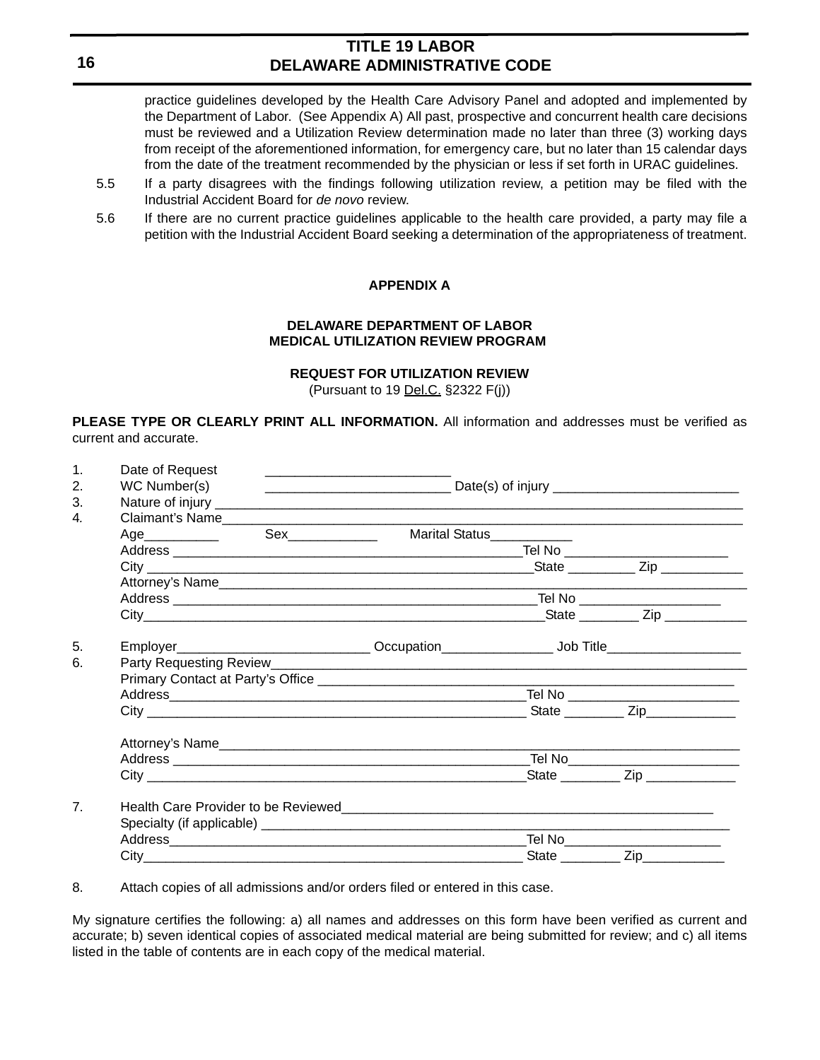practice guidelines developed by the Health Care Advisory Panel and adopted and implemented by the Department of Labor. (See Appendix A) All past, prospective and concurrent health care decisions must be reviewed and a Utilization Review determination made no later than three (3) working days from receipt of the aforementioned information, for emergency care, but no later than 15 calendar days from the date of the treatment recommended by the physician or less if set forth in URAC guidelines.

5.5 If a party disagrees with the findings following utilization review, a petition may be filed with the Industrial Accident Board for *de novo* review.

5.6 If there are no current practice guidelines applicable to the health care provided, a party may file a petition with the Industrial Accident Board seeking a determination of the appropriateness of treatment.

## APPENDIX A

### DELAWARE DEPARTMENT OF LABOR
### MEDICAL UTILIZATION REVIEW PROGRAM

### REQUEST FOR UTILIZATION REVIEW
(Pursuant to 19 Del.C. §2322 F(j))

**PLEASE TYPE OR CLEARLY PRINT ALL INFORMATION.** All information and addresses must be verified as current and accurate.

1. Date of Request _________________________
2. WC Number(s) _________________________ Date(s) of injury _________________________
3. Nature of injury ____________________________________________________________________________
4. Claimant's Name____________________________________________________________________________
   Age__________ Sex____________ Marital Status___________
   Address __________________________________________________Tel No ______________________
   City ____________________________________________________State _________ Zip ___________
   Attorney's Name_____________________________________________________________________________
   Address __________________________________________________Tel No ___________________
   City_____________________________________________________State ________ Zip ___________

5. Employer__________________________ Occupation_______________ Job Title__________________
6. Party Requesting Review___________________________________________________________________
   Primary Contact at Party's Office ___________________________________________________________
   Address__________________________________________________Tel No ______________________
   City ____________________________________________________ State ________ Zip____________

   Attorney's Name__________________________________________________________________________
   Address __________________________________________________Tel No______________________
   City ____________________________________________________State ________ Zip ____________

7. Health Care Provider to be Reviewed_____________________________________________________
   Specialty (if applicable) ______________________________________________________________
   Address__________________________________________________Tel No_____________________
   City_____________________________________________________ State ________ Zip___________

8. Attach copies of all admissions and/or orders filed or entered in this case.

My signature certifies the following: a) all names and addresses on this form have been verified as current and accurate; b) seven identical copies of associated medical material are being submitted for review; and c) all items listed in the table of contents are in each copy of the medical material.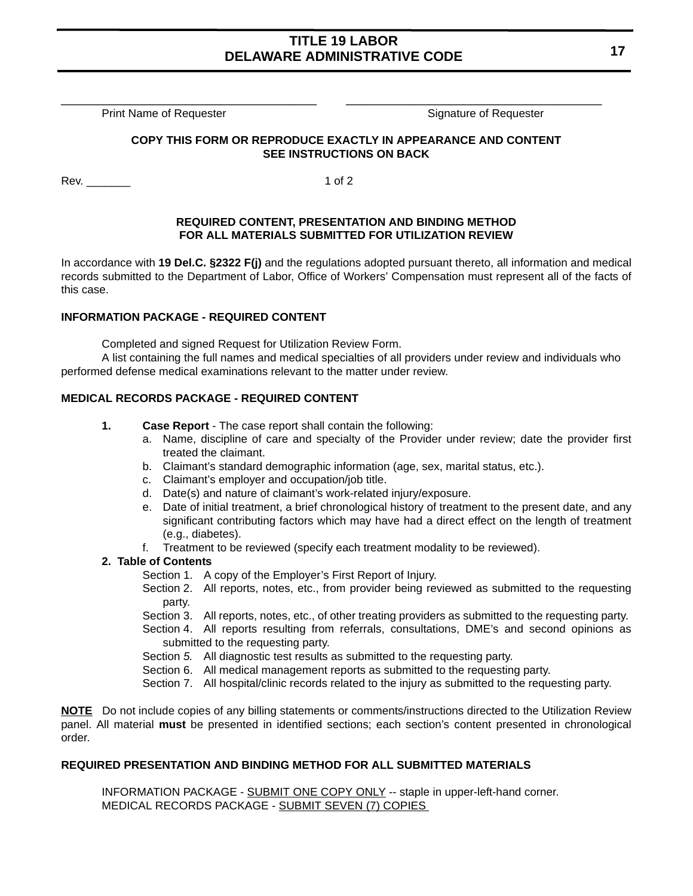\_\_\_\_\_\_\_\_\_\_\_\_\_\_\_\_\_\_\_\_\_\_\_\_\_\_\_\_\_\_\_\_\_\_\_\_\_\_\_ \_\_\_\_\_\_\_\_\_\_\_\_\_\_\_\_\_\_\_\_\_\_\_\_\_\_\_\_\_\_\_\_\_\_\_\_\_\_\_

Print Name of Requester    Signature of Requester

**COPY THIS FORM OR REPRODUCE EXACTLY IN APPEARANCE AND CONTENT**
**SEE INSTRUCTIONS ON BACK**

Rev. \_\_\_\_\_\_\_ 1 of 2

**REQUIRED CONTENT, PRESENTATION AND BINDING METHOD**
**FOR ALL MATERIALS SUBMITTED FOR UTILIZATION REVIEW**

In accordance with **19 Del.C. §2322 F(j)** and the regulations adopted pursuant thereto, all information and medical records submitted to the Department of Labor, Office of Workers' Compensation must represent all of the facts of this case.

**INFORMATION PACKAGE - REQUIRED CONTENT**

Completed and signed Request for Utilization Review Form.

A list containing the full names and medical specialties of all providers under review and individuals who performed defense medical examinations relevant to the matter under review.

**MEDICAL RECORDS PACKAGE - REQUIRED CONTENT**

**1. Case Report** - The case report shall contain the following:

a. Name, discipline of care and specialty of the Provider under review; date the provider first treated the claimant.
b. Claimant's standard demographic information (age, sex, marital status, etc.).
c. Claimant's employer and occupation/job title.
d. Date(s) and nature of claimant's work-related injury/exposure.
e. Date of initial treatment, a brief chronological history of treatment to the present date, and any significant contributing factors which may have had a direct effect on the length of treatment (e.g., diabetes).
f. Treatment to be reviewed (specify each treatment modality to be reviewed).

**2. Table of Contents**

Section 1. A copy of the Employer's First Report of Injury.
Section 2. All reports, notes, etc., from provider being reviewed as submitted to the requesting party.
Section 3. All reports, notes, etc., of other treating providers as submitted to the requesting party.
Section 4. All reports resulting from referrals, consultations, DME's and second opinions as submitted to the requesting party.
Section *5.* All diagnostic test results as submitted to the requesting party.
Section 6. All medical management reports as submitted to the requesting party.
Section 7. All hospital/clinic records related to the injury as submitted to the requesting party.

<u>**NOTE**</u> Do not include copies of any billing statements or comments/instructions directed to the Utilization Review panel. All material **must** be presented in identified sections; each section's content presented in chronological order.

**REQUIRED PRESENTATION AND BINDING METHOD FOR ALL SUBMITTED MATERIALS**

INFORMATION PACKAGE - <u>SUBMIT ONE COPY ONLY</u> -- staple in upper-left-hand corner.
MEDICAL RECORDS PACKAGE - <u>SUBMIT SEVEN (7) COPIES</u>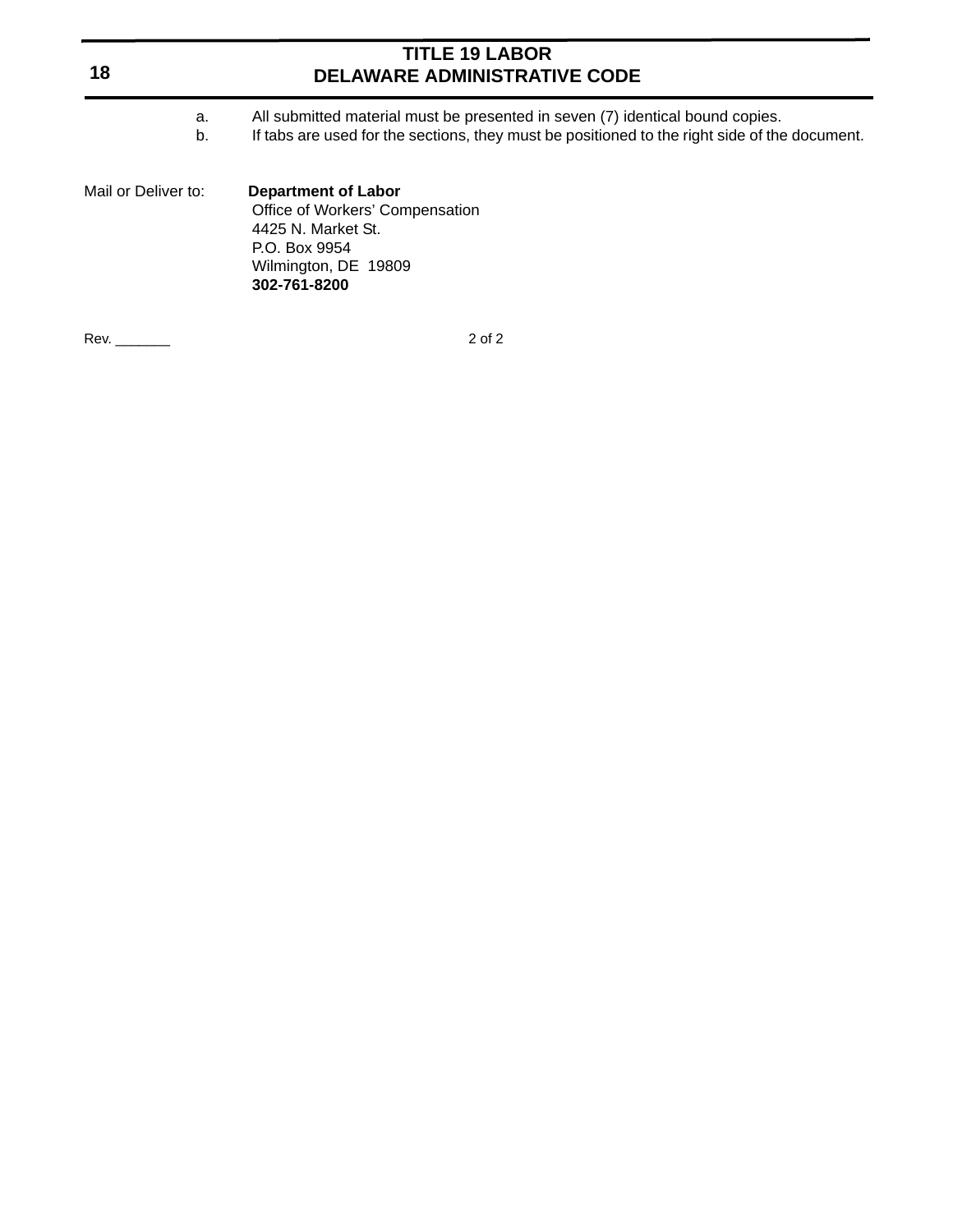a. All submitted material must be presented in seven (7) identical bound copies.
b. If tabs are used for the sections, they must be positioned to the right side of the document.

Mail or Deliver to: **Department of Labor**
Office of Workers' Compensation
4425 N. Market St.
P.O. Box 9954
Wilmington, DE 19809
**302-761-8200**

Rev. _______